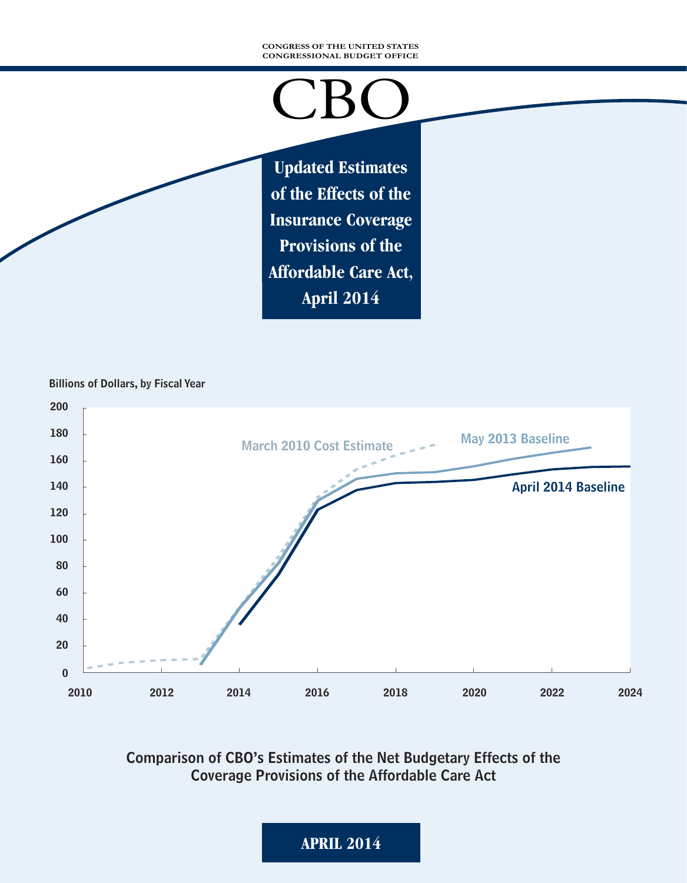CONGRESS OF THE UNITED STATES
CONGRESSIONAL BUDGET OFFICE

# CBO

## Updated Estimates of the Effects of the Insurance Coverage Provisions of the Affordable Care Act, April 2014

Billions of Dollars, by Fiscal Year

Comparison of CBO's Estimates of the Net Budgetary Effects of the Coverage Provisions of the Affordable Care Act

**APRIL 2014**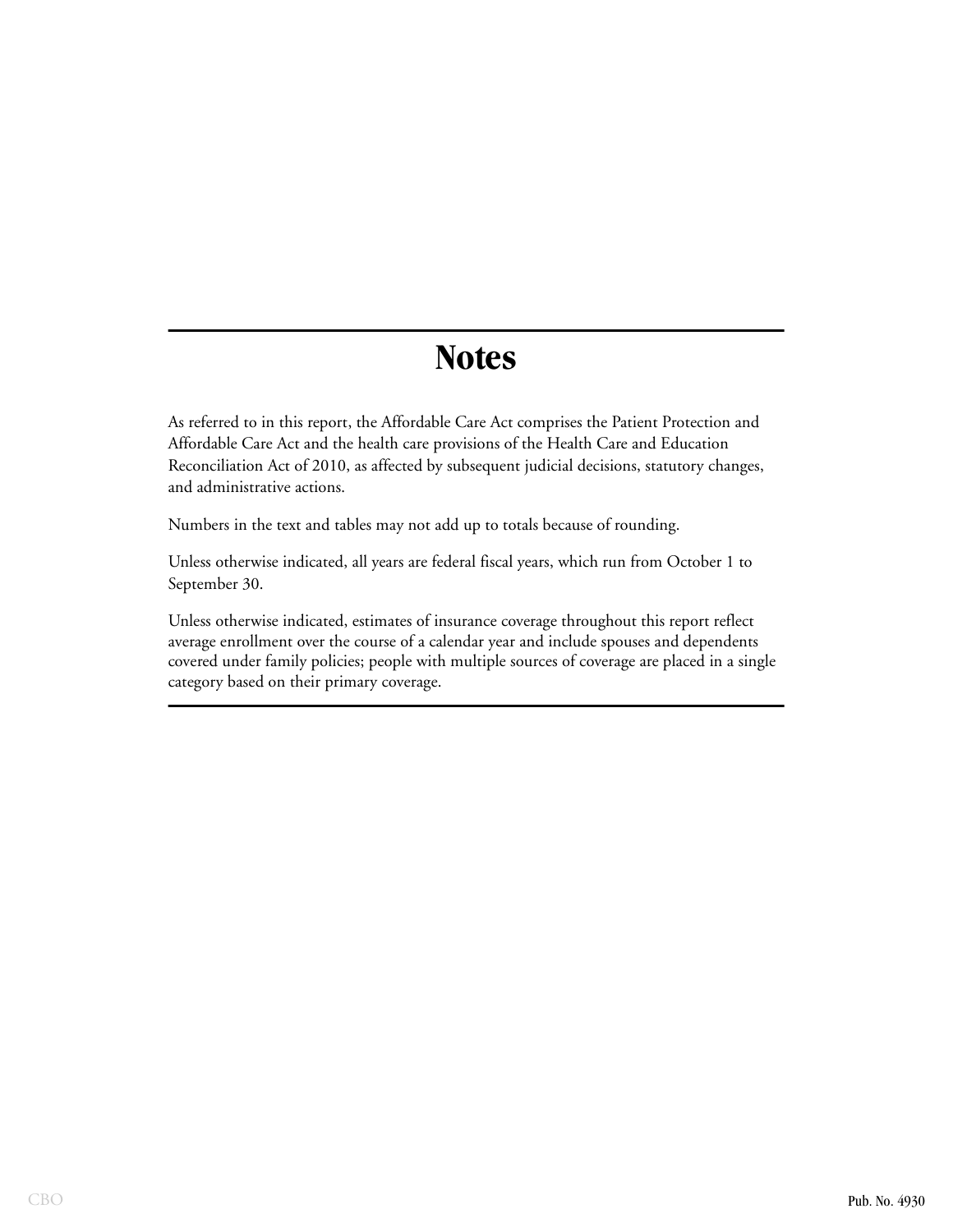# Notes

As referred to in this report, the Affordable Care Act comprises the Patient Protection and Affordable Care Act and the health care provisions of the Health Care and Education Reconciliation Act of 2010, as affected by subsequent judicial decisions, statutory changes, and administrative actions.

Numbers in the text and tables may not add up to totals because of rounding.

Unless otherwise indicated, all years are federal fiscal years, which run from October 1 to September 30.

Unless otherwise indicated, estimates of insurance coverage throughout this report reflect average enrollment over the course of a calendar year and include spouses and dependents covered under family policies; people with multiple sources of coverage are placed in a single category based on their primary coverage.

Pub. No. 4930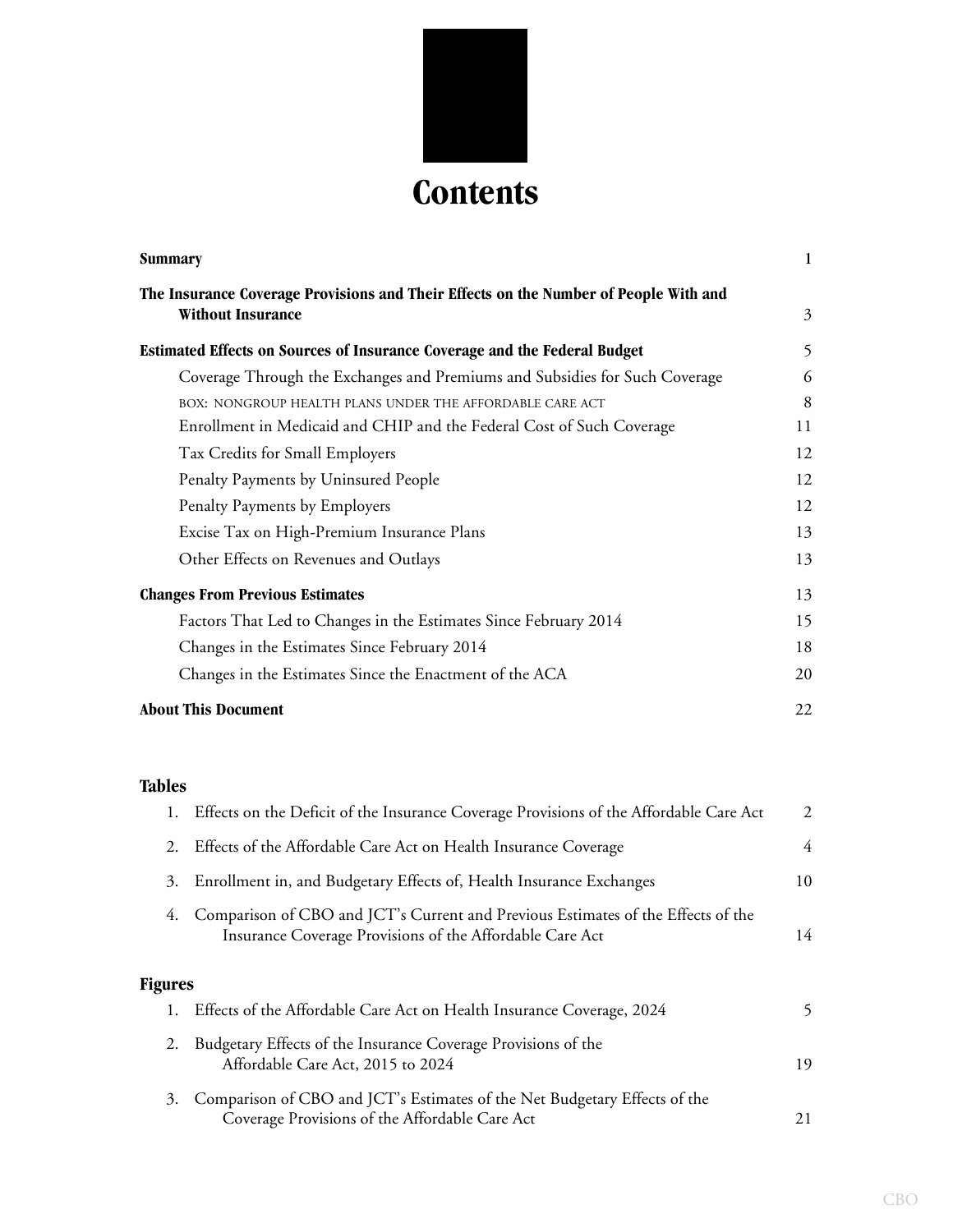# Contents

| | |
|---|---|
| **Summary** | 1 |
| **The Insurance Coverage Provisions and Their Effects on the Number of People With and Without Insurance** | 3 |
| **Estimated Effects on Sources of Insurance Coverage and the Federal Budget** | 5 |
| Coverage Through the Exchanges and Premiums and Subsidies for Such Coverage | 6 |
| BOX: NONGROUP HEALTH PLANS UNDER THE AFFORDABLE CARE ACT | 8 |
| Enrollment in Medicaid and CHIP and the Federal Cost of Such Coverage | 11 |
| Tax Credits for Small Employers | 12 |
| Penalty Payments by Uninsured People | 12 |
| Penalty Payments by Employers | 12 |
| Excise Tax on High-Premium Insurance Plans | 13 |
| Other Effects on Revenues and Outlays | 13 |
| **Changes From Previous Estimates** | 13 |
| Factors That Led to Changes in the Estimates Since February 2014 | 15 |
| Changes in the Estimates Since February 2014 | 18 |
| Changes in the Estimates Since the Enactment of the ACA | 20 |
| **About This Document** | 22 |

## Tables

1. Effects on the Deficit of the Insurance Coverage Provisions of the Affordable Care Act — 2
2. Effects of the Affordable Care Act on Health Insurance Coverage — 4
3. Enrollment in, and Budgetary Effects of, Health Insurance Exchanges — 10
4. Comparison of CBO and JCT's Current and Previous Estimates of the Effects of the Insurance Coverage Provisions of the Affordable Care Act — 14

## Figures

1. Effects of the Affordable Care Act on Health Insurance Coverage, 2024 — 5
2. Budgetary Effects of the Insurance Coverage Provisions of the Affordable Care Act, 2015 to 2024 — 19
3. Comparison of CBO and JCT's Estimates of the Net Budgetary Effects of the Coverage Provisions of the Affordable Care Act — 21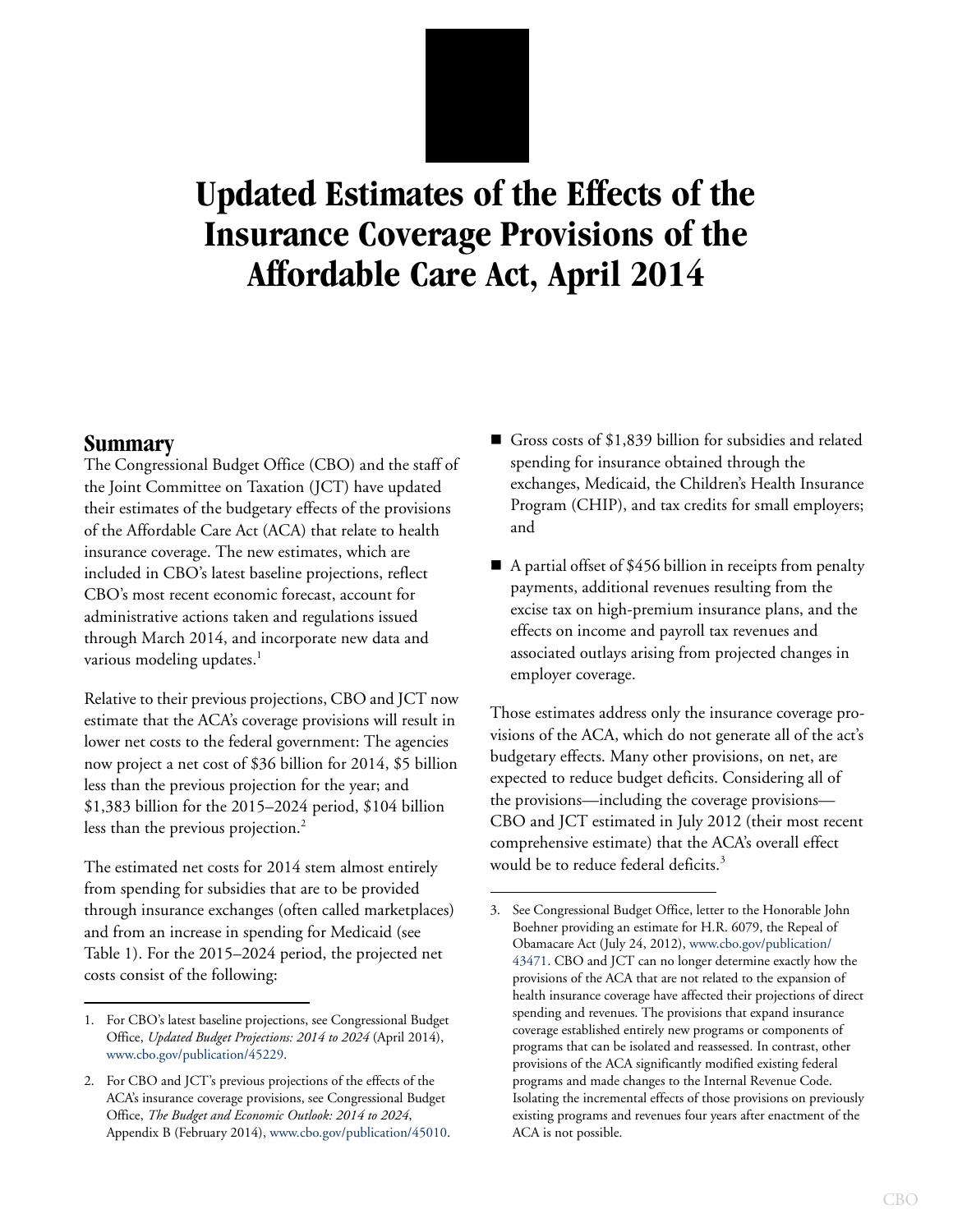# Updated Estimates of the Effects of the Insurance Coverage Provisions of the Affordable Care Act, April 2014

## Summary

The Congressional Budget Office (CBO) and the staff of the Joint Committee on Taxation (JCT) have updated their estimates of the budgetary effects of the provisions of the Affordable Care Act (ACA) that relate to health insurance coverage. The new estimates, which are included in CBO's latest baseline projections, reflect CBO's most recent economic forecast, account for administrative actions taken and regulations issued through March 2014, and incorporate new data and various modeling updates.[1]

Relative to their previous projections, CBO and JCT now estimate that the ACA's coverage provisions will result in lower net costs to the federal government: The agencies now project a net cost of $36 billion for 2014, $5 billion less than the previous projection for the year; and $1,383 billion for the 2015–2024 period, $104 billion less than the previous projection.[2]

The estimated net costs for 2014 stem almost entirely from spending for subsidies that are to be provided through insurance exchanges (often called marketplaces) and from an increase in spending for Medicaid (see Table 1). For the 2015–2024 period, the projected net costs consist of the following:

- Gross costs of $1,839 billion for subsidies and related spending for insurance obtained through the exchanges, Medicaid, the Children's Health Insurance Program (CHIP), and tax credits for small employers; and
- A partial offset of $456 billion in receipts from penalty payments, additional revenues resulting from the excise tax on high-premium insurance plans, and the effects on income and payroll tax revenues and associated outlays arising from projected changes in employer coverage.

Those estimates address only the insurance coverage provisions of the ACA, which do not generate all of the act's budgetary effects. Many other provisions, on net, are expected to reduce budget deficits. Considering all of the provisions—including the coverage provisions—CBO and JCT estimated in July 2012 (their most recent comprehensive estimate) that the ACA's overall effect would be to reduce federal deficits.[3]

---

1. For CBO's latest baseline projections, see Congressional Budget Office, *Updated Budget Projections: 2014 to 2024* (April 2014), www.cbo.gov/publication/45229.

2. For CBO and JCT's previous projections of the effects of the ACA's insurance coverage provisions, see Congressional Budget Office, *The Budget and Economic Outlook: 2014 to 2024*, Appendix B (February 2014), www.cbo.gov/publication/45010.

3. See Congressional Budget Office, letter to the Honorable John Boehner providing an estimate for H.R. 6079, the Repeal of Obamacare Act (July 24, 2012), www.cbo.gov/publication/43471. CBO and JCT can no longer determine exactly how the provisions of the ACA that are not related to the expansion of health insurance coverage have affected their projections of direct spending and revenues. The provisions that expand insurance coverage established entirely new programs or components of programs that can be isolated and reassessed. In contrast, other provisions of the ACA significantly modified existing federal programs and made changes to the Internal Revenue Code. Isolating the incremental effects of those provisions on previously existing programs and revenues four years after enactment of the ACA is not possible.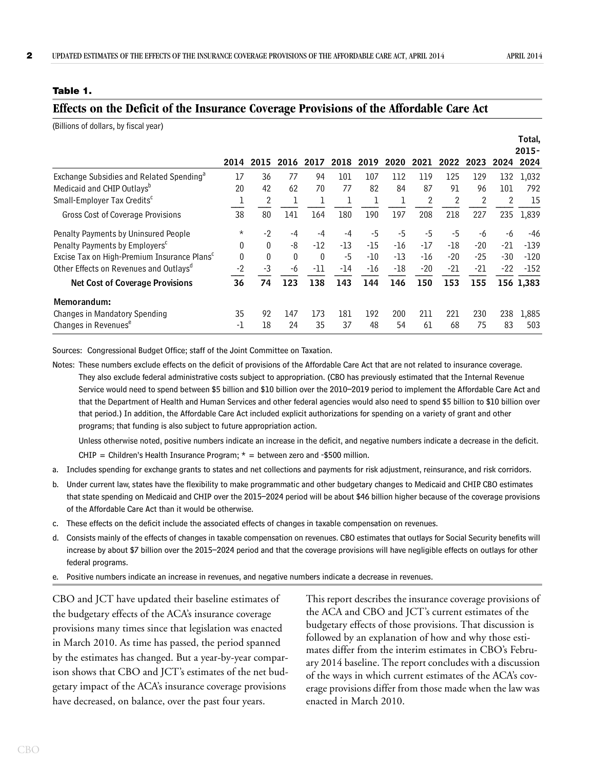**Table 1.**

## Effects on the Deficit of the Insurance Coverage Provisions of the Affordable Care Act

(Billions of dollars, by fiscal year)

| | 2014 | 2015 | 2016 | 2017 | 2018 | 2019 | 2020 | 2021 | 2022 | 2023 | 2024 | Total, 2015-2024 |
|---|---|---|---|---|---|---|---|---|---|---|---|---|
| Exchange Subsidies and Related Spending[a] | 17 | 36 | 77 | 94 | 101 | 107 | 112 | 119 | 125 | 129 | 132 | 1,032 |
| Medicaid and CHIP Outlays[b] | 20 | 42 | 62 | 70 | 77 | 82 | 84 | 87 | 91 | 96 | 101 | 792 |
| Small-Employer Tax Credits[c] | 1 | 2 | 1 | 1 | 1 | 1 | 1 | 2 | 2 | 2 | 2 | 15 |
| Gross Cost of Coverage Provisions | 38 | 80 | 141 | 164 | 180 | 190 | 197 | 208 | 218 | 227 | 235 | 1,839 |
| Penalty Payments by Uninsured People | * | -2 | -4 | -4 | -4 | -5 | -5 | -5 | -5 | -6 | -6 | -46 |
| Penalty Payments by Employers[c] | 0 | 0 | -8 | -12 | -13 | -15 | -16 | -17 | -18 | -20 | -21 | -139 |
| Excise Tax on High-Premium Insurance Plans[c] | 0 | 0 | 0 | 0 | -5 | -10 | -13 | -16 | -20 | -25 | -30 | -120 |
| Other Effects on Revenues and Outlays[d] | -2 | -3 | -6 | -11 | -14 | -16 | -18 | -20 | -21 | -21 | -22 | -152 |
| **Net Cost of Coverage Provisions** | **36** | **74** | **123** | **138** | **143** | **144** | **146** | **150** | **153** | **155** | **156** | **1,383** |
| **Memorandum:** | | | | | | | | | | | | |
| Changes in Mandatory Spending | 35 | 92 | 147 | 173 | 181 | 192 | 200 | 211 | 221 | 230 | 238 | 1,885 |
| Changes in Revenues[e] | -1 | 18 | 24 | 35 | 37 | 48 | 54 | 61 | 68 | 75 | 83 | 503 |

Sources: Congressional Budget Office; staff of the Joint Committee on Taxation.

Notes: These numbers exclude effects on the deficit of provisions of the Affordable Care Act that are not related to insurance coverage. They also exclude federal administrative costs subject to appropriation. (CBO has previously estimated that the Internal Revenue Service would need to spend between $5 billion and $10 billion over the 2010–2019 period to implement the Affordable Care Act and that the Department of Health and Human Services and other federal agencies would also need to spend $5 billion to $10 billion over that period.) In addition, the Affordable Care Act included explicit authorizations for spending on a variety of grant and other programs; that funding is also subject to future appropriation action.

Unless otherwise noted, positive numbers indicate an increase in the deficit, and negative numbers indicate a decrease in the deficit.

CHIP = Children's Health Insurance Program; * = between zero and -$500 million.

a. Includes spending for exchange grants to states and net collections and payments for risk adjustment, reinsurance, and risk corridors.

b. Under current law, states have the flexibility to make programmatic and other budgetary changes to Medicaid and CHIP. CBO estimates that state spending on Medicaid and CHIP over the 2015–2024 period will be about $46 billion higher because of the coverage provisions of the Affordable Care Act than it would be otherwise.

c. These effects on the deficit include the associated effects of changes in taxable compensation on revenues.

d. Consists mainly of the effects of changes in taxable compensation on revenues. CBO estimates that outlays for Social Security benefits will increase by about $7 billion over the 2015–2024 period and that the coverage provisions will have negligible effects on outlays for other federal programs.

e. Positive numbers indicate an increase in revenues, and negative numbers indicate a decrease in revenues.

CBO and JCT have updated their baseline estimates of the budgetary effects of the ACA's insurance coverage provisions many times since that legislation was enacted in March 2010. As time has passed, the period spanned by the estimates has changed. But a year-by-year comparison shows that CBO and JCT's estimates of the net budgetary impact of the ACA's insurance coverage provisions have decreased, on balance, over the past four years.

This report describes the insurance coverage provisions of the ACA and CBO and JCT's current estimates of the budgetary effects of those provisions. That discussion is followed by an explanation of how and why those estimates differ from the interim estimates in CBO's February 2014 baseline. The report concludes with a discussion of the ways in which current estimates of the ACA's coverage provisions differ from those made when the law was enacted in March 2010.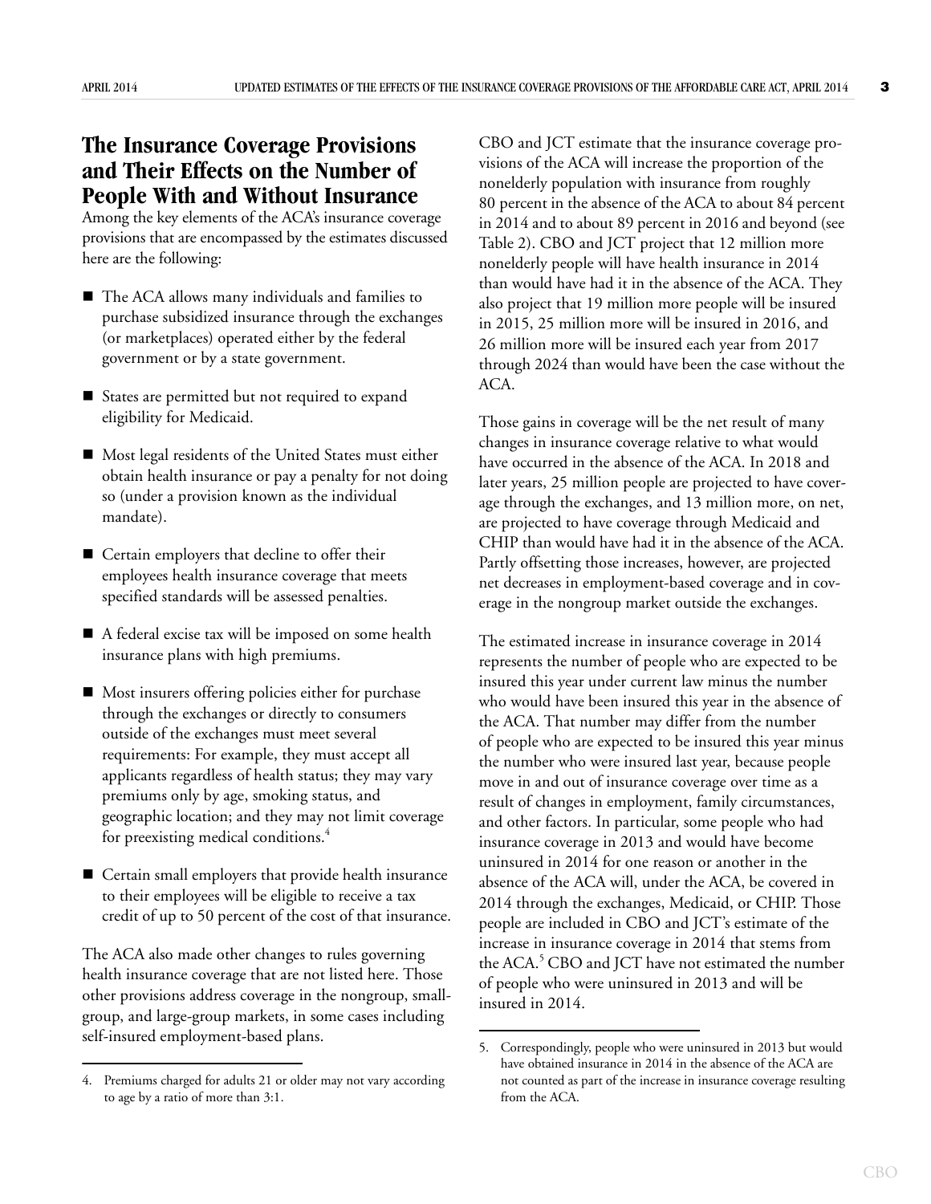## The Insurance Coverage Provisions and Their Effects on the Number of People With and Without Insurance

Among the key elements of the ACA's insurance coverage provisions that are encompassed by the estimates discussed here are the following:

- The ACA allows many individuals and families to purchase subsidized insurance through the exchanges (or marketplaces) operated either by the federal government or by a state government.
- States are permitted but not required to expand eligibility for Medicaid.
- Most legal residents of the United States must either obtain health insurance or pay a penalty for not doing so (under a provision known as the individual mandate).
- Certain employers that decline to offer their employees health insurance coverage that meets specified standards will be assessed penalties.
- A federal excise tax will be imposed on some health insurance plans with high premiums.
- Most insurers offering policies either for purchase through the exchanges or directly to consumers outside of the exchanges must meet several requirements: For example, they must accept all applicants regardless of health status; they may vary premiums only by age, smoking status, and geographic location; and they may not limit coverage for preexisting medical conditions.[4]
- Certain small employers that provide health insurance to their employees will be eligible to receive a tax credit of up to 50 percent of the cost of that insurance.

The ACA also made other changes to rules governing health insurance coverage that are not listed here. Those other provisions address coverage in the nongroup, small-group, and large-group markets, in some cases including self-insured employment-based plans.

CBO and JCT estimate that the insurance coverage provisions of the ACA will increase the proportion of the nonelderly population with insurance from roughly 80 percent in the absence of the ACA to about 84 percent in 2014 and to about 89 percent in 2016 and beyond (see Table 2). CBO and JCT project that 12 million more nonelderly people will have health insurance in 2014 than would have had it in the absence of the ACA. They also project that 19 million more people will be insured in 2015, 25 million more will be insured in 2016, and 26 million more will be insured each year from 2017 through 2024 than would have been the case without the ACA.

Those gains in coverage will be the net result of many changes in insurance coverage relative to what would have occurred in the absence of the ACA. In 2018 and later years, 25 million people are projected to have coverage through the exchanges, and 13 million more, on net, are projected to have coverage through Medicaid and CHIP than would have had it in the absence of the ACA. Partly offsetting those increases, however, are projected net decreases in employment-based coverage and in coverage in the nongroup market outside the exchanges.

The estimated increase in insurance coverage in 2014 represents the number of people who are expected to be insured this year under current law minus the number who would have been insured this year in the absence of the ACA. That number may differ from the number of people who are expected to be insured this year minus the number who were insured last year, because people move in and out of insurance coverage over time as a result of changes in employment, family circumstances, and other factors. In particular, some people who had insurance coverage in 2013 and would have become uninsured in 2014 for one reason or another in the absence of the ACA will, under the ACA, be covered in 2014 through the exchanges, Medicaid, or CHIP. Those people are included in CBO and JCT's estimate of the increase in insurance coverage in 2014 that stems from the ACA.[5] CBO and JCT have not estimated the number of people who were uninsured in 2013 and will be insured in 2014.

---

4. Premiums charged for adults 21 or older may not vary according to age by a ratio of more than 3:1.

5. Correspondingly, people who were uninsured in 2013 but would have obtained insurance in 2014 in the absence of the ACA are not counted as part of the increase in insurance coverage resulting from the ACA.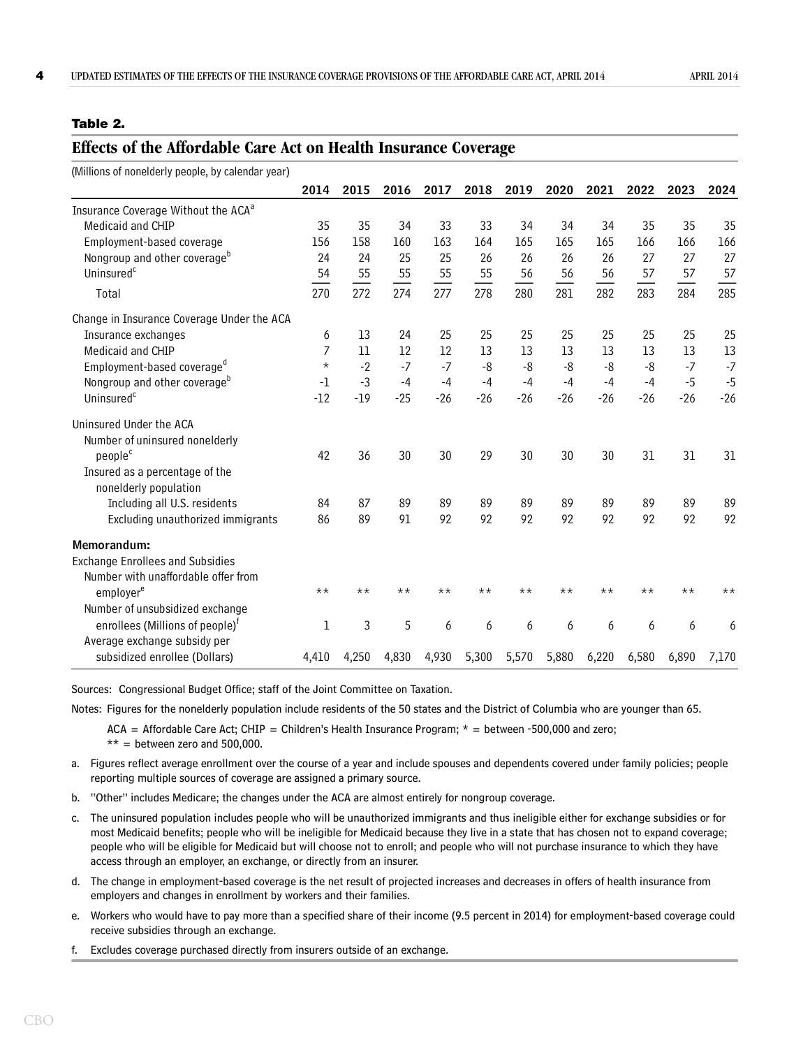**Table 2.**

## Effects of the Affordable Care Act on Health Insurance Coverage

(Millions of nonelderly people, by calendar year)

| | 2014 | 2015 | 2016 | 2017 | 2018 | 2019 | 2020 | 2021 | 2022 | 2023 | 2024 |
|---|---|---|---|---|---|---|---|---|---|---|---|
| Insurance Coverage Without the ACA[a] | | | | | | | | | | | |
| Medicaid and CHIP | 35 | 35 | 34 | 33 | 33 | 34 | 34 | 34 | 35 | 35 | 35 |
| Employment-based coverage | 156 | 158 | 160 | 163 | 164 | 165 | 165 | 165 | 166 | 166 | 166 |
| Nongroup and other coverage[b] | 24 | 24 | 25 | 25 | 26 | 26 | 26 | 26 | 27 | 27 | 27 |
| Uninsured[c] | 54 | 55 | 55 | 55 | 55 | 56 | 56 | 56 | 57 | 57 | 57 |
| Total | 270 | 272 | 274 | 277 | 278 | 280 | 281 | 282 | 283 | 284 | 285 |
| Change in Insurance Coverage Under the ACA | | | | | | | | | | | |
| Insurance exchanges | 6 | 13 | 24 | 25 | 25 | 25 | 25 | 25 | 25 | 25 | 25 |
| Medicaid and CHIP | 7 | 11 | 12 | 12 | 13 | 13 | 13 | 13 | 13 | 13 | 13 |
| Employment-based coverage[d] | * | -2 | -7 | -7 | -8 | -8 | -8 | -8 | -8 | -7 | -7 |
| Nongroup and other coverage[b] | -1 | -3 | -4 | -4 | -4 | -4 | -4 | -4 | -4 | -5 | -5 |
| Uninsured[c] | -12 | -19 | -25 | -26 | -26 | -26 | -26 | -26 | -26 | -26 | -26 |
| Uninsured Under the ACA | | | | | | | | | | | |
| Number of uninsured nonelderly people[c] | 42 | 36 | 30 | 30 | 29 | 30 | 30 | 30 | 31 | 31 | 31 |
| Insured as a percentage of the nonelderly population | | | | | | | | | | | |
| Including all U.S. residents | 84 | 87 | 89 | 89 | 89 | 89 | 89 | 89 | 89 | 89 | 89 |
| Excluding unauthorized immigrants | 86 | 89 | 91 | 92 | 92 | 92 | 92 | 92 | 92 | 92 | 92 |
| **Memorandum:** | | | | | | | | | | | |
| Exchange Enrollees and Subsidies | | | | | | | | | | | |
| Number with unaffordable offer from employer[e] | ** | ** | ** | ** | ** | ** | ** | ** | ** | ** | ** |
| Number of unsubsidized exchange enrollees (Millions of people)[f] | 1 | 3 | 5 | 6 | 6 | 6 | 6 | 6 | 6 | 6 | 6 |
| Average exchange subsidy per subsidized enrollee (Dollars) | 4,410 | 4,250 | 4,830 | 4,930 | 5,300 | 5,570 | 5,880 | 6,220 | 6,580 | 6,890 | 7,170 |

Sources: Congressional Budget Office; staff of the Joint Committee on Taxation.

Notes: Figures for the nonelderly population include residents of the 50 states and the District of Columbia who are younger than 65.

ACA = Affordable Care Act; CHIP = Children's Health Insurance Program; * = between -500,000 and zero; ** = between zero and 500,000.

a. Figures reflect average enrollment over the course of a year and include spouses and dependents covered under family policies; people reporting multiple sources of coverage are assigned a primary source.

b. "Other" includes Medicare; the changes under the ACA are almost entirely for nongroup coverage.

c. The uninsured population includes people who will be unauthorized immigrants and thus ineligible either for exchange subsidies or for most Medicaid benefits; people who will be ineligible for Medicaid because they live in a state that has chosen not to expand coverage; people who will be eligible for Medicaid but will choose not to enroll; and people who will not purchase insurance to which they have access through an employer, an exchange, or directly from an insurer.

d. The change in employment-based coverage is the net result of projected increases and decreases in offers of health insurance from employers and changes in enrollment by workers and their families.

e. Workers who would have to pay more than a specified share of their income (9.5 percent in 2014) for employment-based coverage could receive subsidies through an exchange.

f. Excludes coverage purchased directly from insurers outside of an exchange.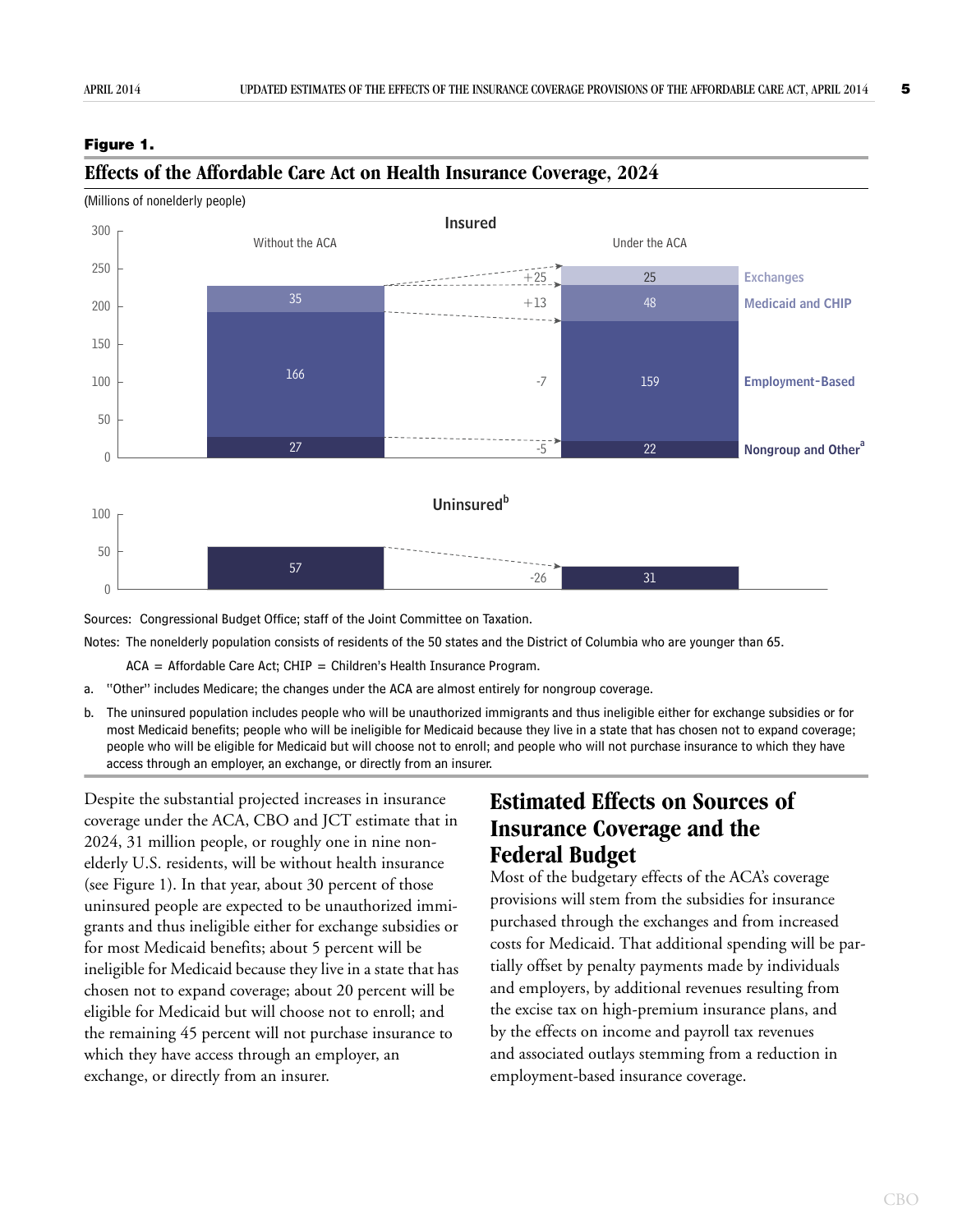**Figure 1.**

## Effects of the Affordable Care Act on Health Insurance Coverage, 2024

(Millions of nonelderly people)

**Insured**

| | Without the ACA | Change | Under the ACA |
|---|---|---|---|
| Exchanges | | +25 | 25 |
| Medicaid and CHIP | 35 | +13 | 48 |
| Employment-Based | 166 | -7 | 159 |
| Nongroup and Other[a] | 27 | -5 | 22 |

**Uninsured[b]**

| | Without the ACA | Change | Under the ACA |
|---|---|---|---|
| Uninsured | 57 | -26 | 31 |

Sources: Congressional Budget Office; staff of the Joint Committee on Taxation.

Notes: The nonelderly population consists of residents of the 50 states and the District of Columbia who are younger than 65.

ACA = Affordable Care Act; CHIP = Children's Health Insurance Program.

a. "Other" includes Medicare; the changes under the ACA are almost entirely for nongroup coverage.

b. The uninsured population includes people who will be unauthorized immigrants and thus ineligible either for exchange subsidies or for most Medicaid benefits; people who will be ineligible for Medicaid because they live in a state that has chosen not to expand coverage; people who will be eligible for Medicaid but will choose not to enroll; and people who will not purchase insurance to which they have access through an employer, an exchange, or directly from an insurer.

Despite the substantial projected increases in insurance coverage under the ACA, CBO and JCT estimate that in 2024, 31 million people, or roughly one in nine nonelderly U.S. residents, will be without health insurance (see Figure 1). In that year, about 30 percent of those uninsured people are expected to be unauthorized immigrants and thus ineligible either for exchange subsidies or for most Medicaid benefits; about 5 percent will be ineligible for Medicaid because they live in a state that has chosen not to expand coverage; about 20 percent will be eligible for Medicaid but will choose not to enroll; and the remaining 45 percent will not purchase insurance to which they have access through an employer, an exchange, or directly from an insurer.

## Estimated Effects on Sources of Insurance Coverage and the Federal Budget

Most of the budgetary effects of the ACA's coverage provisions will stem from the subsidies for insurance purchased through the exchanges and from increased costs for Medicaid. That additional spending will be partially offset by penalty payments made by individuals and employers, by additional revenues resulting from the excise tax on high-premium insurance plans, and by the effects on income and payroll tax revenues and associated outlays stemming from a reduction in employment-based insurance coverage.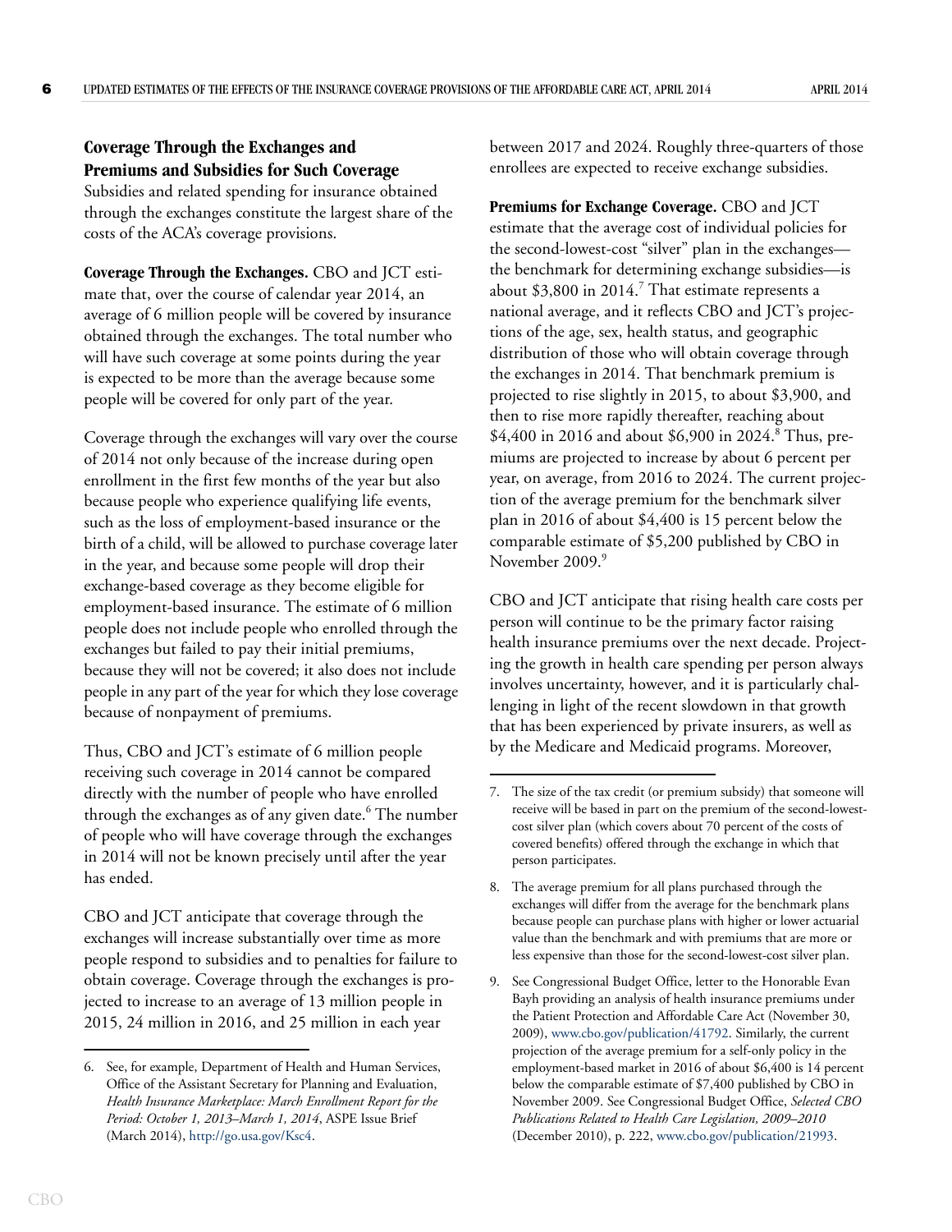## Coverage Through the Exchanges and Premiums and Subsidies for Such Coverage

Subsidies and related spending for insurance obtained through the exchanges constitute the largest share of the costs of the ACA's coverage provisions.

**Coverage Through the Exchanges.** CBO and JCT estimate that, over the course of calendar year 2014, an average of 6 million people will be covered by insurance obtained through the exchanges. The total number who will have such coverage at some points during the year is expected to be more than the average because some people will be covered for only part of the year.

Coverage through the exchanges will vary over the course of 2014 not only because of the increase during open enrollment in the first few months of the year but also because people who experience qualifying life events, such as the loss of employment-based insurance or the birth of a child, will be allowed to purchase coverage later in the year, and because some people will drop their exchange-based coverage as they become eligible for employment-based insurance. The estimate of 6 million people does not include people who enrolled through the exchanges but failed to pay their initial premiums, because they will not be covered; it also does not include people in any part of the year for which they lose coverage because of nonpayment of premiums.

Thus, CBO and JCT's estimate of 6 million people receiving such coverage in 2014 cannot be compared directly with the number of people who have enrolled through the exchanges as of any given date.[6] The number of people who will have coverage through the exchanges in 2014 will not be known precisely until after the year has ended.

CBO and JCT anticipate that coverage through the exchanges will increase substantially over time as more people respond to subsidies and to penalties for failure to obtain coverage. Coverage through the exchanges is projected to increase to an average of 13 million people in 2015, 24 million in 2016, and 25 million in each year between 2017 and 2024. Roughly three-quarters of those enrollees are expected to receive exchange subsidies.

**Premiums for Exchange Coverage.** CBO and JCT estimate that the average cost of individual policies for the second-lowest-cost "silver" plan in the exchanges—the benchmark for determining exchange subsidies—is about $3,800 in 2014.[7] That estimate represents a national average, and it reflects CBO and JCT's projections of the age, sex, health status, and geographic distribution of those who will obtain coverage through the exchanges in 2014. That benchmark premium is projected to rise slightly in 2015, to about $3,900, and then to rise more rapidly thereafter, reaching about $4,400 in 2016 and about $6,900 in 2024.[8] Thus, premiums are projected to increase by about 6 percent per year, on average, from 2016 to 2024. The current projection of the average premium for the benchmark silver plan in 2016 of about $4,400 is 15 percent below the comparable estimate of $5,200 published by CBO in November 2009.[9]

CBO and JCT anticipate that rising health care costs per person will continue to be the primary factor raising health insurance premiums over the next decade. Projecting the growth in health care spending per person always involves uncertainty, however, and it is particularly challenging in light of the recent slowdown in that growth that has been experienced by private insurers, as well as by the Medicare and Medicaid programs. Moreover,

---

6. See, for example, Department of Health and Human Services, Office of the Assistant Secretary for Planning and Evaluation, *Health Insurance Marketplace: March Enrollment Report for the Period: October 1, 2013–March 1, 2014*, ASPE Issue Brief (March 2014), http://go.usa.gov/Ksc4.

7. The size of the tax credit (or premium subsidy) that someone will receive will be based in part on the premium of the second-lowest-cost silver plan (which covers about 70 percent of the costs of covered benefits) offered through the exchange in which that person participates.

8. The average premium for all plans purchased through the exchanges will differ from the average for the benchmark plans because people can purchase plans with higher or lower actuarial value than the benchmark and with premiums that are more or less expensive than those for the second-lowest-cost silver plan.

9. See Congressional Budget Office, letter to the Honorable Evan Bayh providing an analysis of health insurance premiums under the Patient Protection and Affordable Care Act (November 30, 2009), www.cbo.gov/publication/41792. Similarly, the current projection of the average premium for a self-only policy in the employment-based market in 2016 of about $6,400 is 14 percent below the comparable estimate of $7,400 published by CBO in November 2009. See Congressional Budget Office, *Selected CBO Publications Related to Health Care Legislation, 2009–2010* (December 2010), p. 222, www.cbo.gov/publication/21993.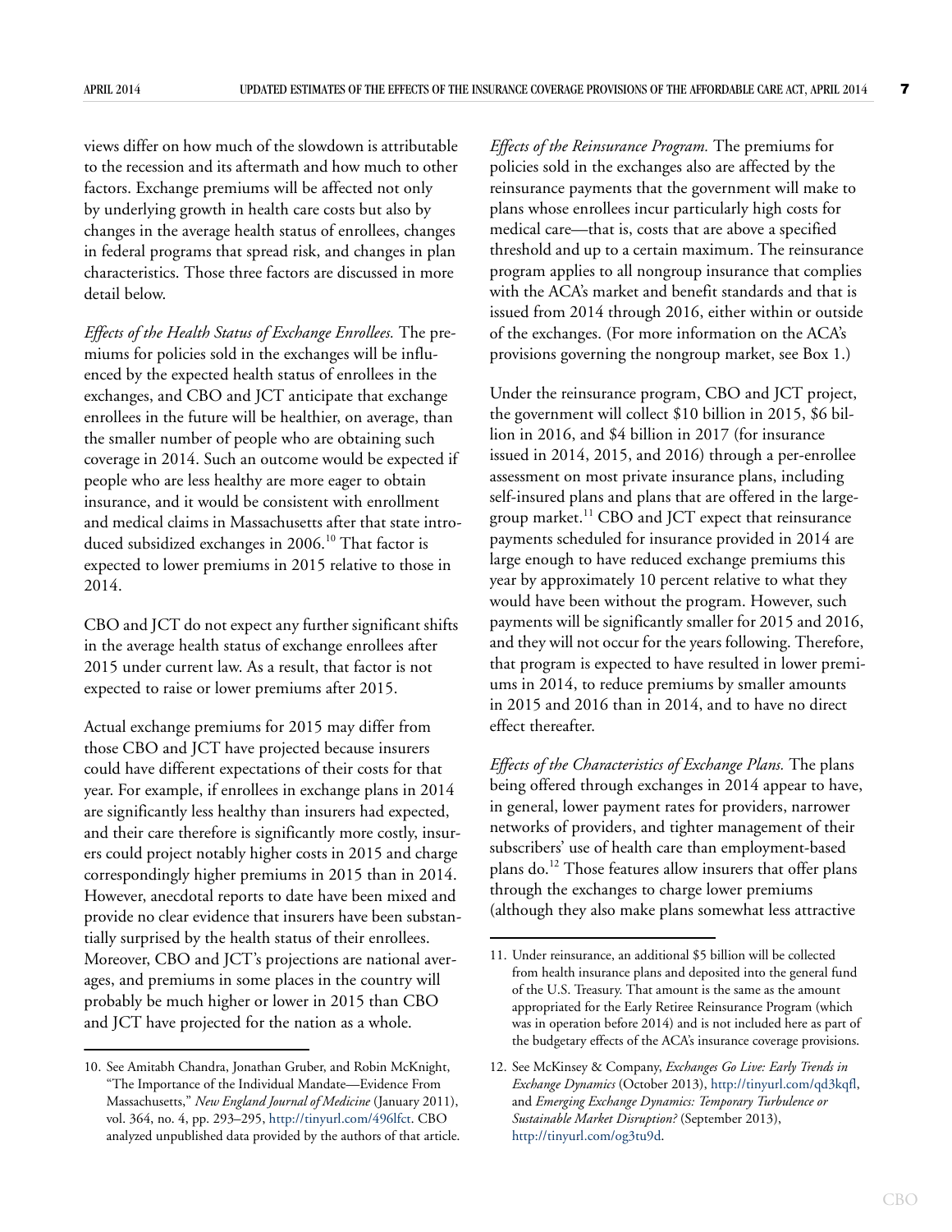views differ on how much of the slowdown is attributable to the recession and its aftermath and how much to other factors. Exchange premiums will be affected not only by underlying growth in health care costs but also by changes in the average health status of enrollees, changes in federal programs that spread risk, and changes in plan characteristics. Those three factors are discussed in more detail below.

*Effects of the Health Status of Exchange Enrollees.* The premiums for policies sold in the exchanges will be influenced by the expected health status of enrollees in the exchanges, and CBO and JCT anticipate that exchange enrollees in the future will be healthier, on average, than the smaller number of people who are obtaining such coverage in 2014. Such an outcome would be expected if people who are less healthy are more eager to obtain insurance, and it would be consistent with enrollment and medical claims in Massachusetts after that state introduced subsidized exchanges in 2006.[10] That factor is expected to lower premiums in 2015 relative to those in 2014.

CBO and JCT do not expect any further significant shifts in the average health status of exchange enrollees after 2015 under current law. As a result, that factor is not expected to raise or lower premiums after 2015.

Actual exchange premiums for 2015 may differ from those CBO and JCT have projected because insurers could have different expectations of their costs for that year. For example, if enrollees in exchange plans in 2014 are significantly less healthy than insurers had expected, and their care therefore is significantly more costly, insurers could project notably higher costs in 2015 and charge correspondingly higher premiums in 2015 than in 2014. However, anecdotal reports to date have been mixed and provide no clear evidence that insurers have been substantially surprised by the health status of their enrollees. Moreover, CBO and JCT's projections are national averages, and premiums in some places in the country will probably be much higher or lower in 2015 than CBO and JCT have projected for the nation as a whole.

*Effects of the Reinsurance Program.* The premiums for policies sold in the exchanges also are affected by the reinsurance payments that the government will make to plans whose enrollees incur particularly high costs for medical care—that is, costs that are above a specified threshold and up to a certain maximum. The reinsurance program applies to all nongroup insurance that complies with the ACA's market and benefit standards and that is issued from 2014 through 2016, either within or outside of the exchanges. (For more information on the ACA's provisions governing the nongroup market, see Box 1.)

Under the reinsurance program, CBO and JCT project, the government will collect $10 billion in 2015, $6 billion in 2016, and $4 billion in 2017 (for insurance issued in 2014, 2015, and 2016) through a per-enrollee assessment on most private insurance plans, including self-insured plans and plans that are offered in the large-group market.[11] CBO and JCT expect that reinsurance payments scheduled for insurance provided in 2014 are large enough to have reduced exchange premiums this year by approximately 10 percent relative to what they would have been without the program. However, such payments will be significantly smaller for 2015 and 2016, and they will not occur for the years following. Therefore, that program is expected to have resulted in lower premiums in 2014, to reduce premiums by smaller amounts in 2015 and 2016 than in 2014, and to have no direct effect thereafter.

*Effects of the Characteristics of Exchange Plans.* The plans being offered through exchanges in 2014 appear to have, in general, lower payment rates for providers, narrower networks of providers, and tighter management of their subscribers' use of health care than employment-based plans do.[12] Those features allow insurers that offer plans through the exchanges to charge lower premiums (although they also make plans somewhat less attractive

---

10. See Amitabh Chandra, Jonathan Gruber, and Robin McKnight, "The Importance of the Individual Mandate—Evidence From Massachusetts," *New England Journal of Medicine* (January 2011), vol. 364, no. 4, pp. 293–295, http://tinyurl.com/496lfct. CBO analyzed unpublished data provided by the authors of that article.

11. Under reinsurance, an additional $5 billion will be collected from health insurance plans and deposited into the general fund of the U.S. Treasury. That amount is the same as the amount appropriated for the Early Retiree Reinsurance Program (which was in operation before 2014) and is not included here as part of the budgetary effects of the ACA's insurance coverage provisions.

12. See McKinsey & Company, *Exchanges Go Live: Early Trends in Exchange Dynamics* (October 2013), http://tinyurl.com/qd3kqfl, and *Emerging Exchange Dynamics: Temporary Turbulence or Sustainable Market Disruption?* (September 2013), http://tinyurl.com/og3tu9d.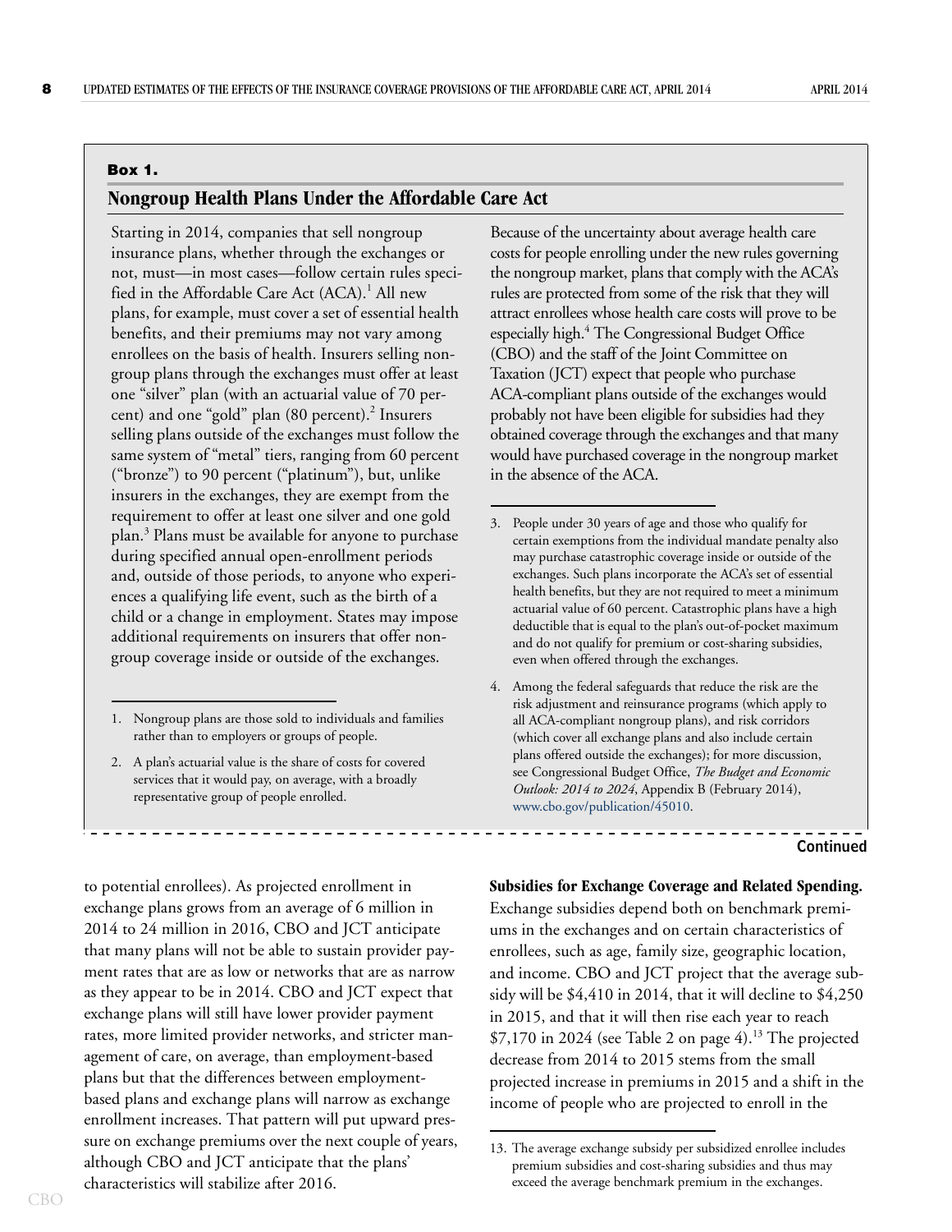**Box 1.**

## Nongroup Health Plans Under the Affordable Care Act

Starting in 2014, companies that sell nongroup insurance plans, whether through the exchanges or not, must—in most cases—follow certain rules specified in the Affordable Care Act (ACA).[1] All new plans, for example, must cover a set of essential health benefits, and their premiums may not vary among enrollees on the basis of health. Insurers selling nongroup plans through the exchanges must offer at least one "silver" plan (with an actuarial value of 70 percent) and one "gold" plan (80 percent).[2] Insurers selling plans outside of the exchanges must follow the same system of "metal" tiers, ranging from 60 percent ("bronze") to 90 percent ("platinum"), but, unlike insurers in the exchanges, they are exempt from the requirement to offer at least one silver and one gold plan.[3] Plans must be available for anyone to purchase during specified annual open-enrollment periods and, outside of those periods, to anyone who experiences a qualifying life event, such as the birth of a child or a change in employment. States may impose additional requirements on insurers that offer nongroup coverage inside or outside of the exchanges.

Because of the uncertainty about average health care costs for people enrolling under the new rules governing the nongroup market, plans that comply with the ACA's rules are protected from some of the risk that they will attract enrollees whose health care costs will prove to be especially high.[4] The Congressional Budget Office (CBO) and the staff of the Joint Committee on Taxation (JCT) expect that people who purchase ACA-compliant plans outside of the exchanges would probably not have been eligible for subsidies had they obtained coverage through the exchanges and that many would have purchased coverage in the nongroup market in the absence of the ACA.

1. Nongroup plans are those sold to individuals and families rather than to employers or groups of people.
2. A plan's actuarial value is the share of costs for covered services that it would pay, on average, with a broadly representative group of people enrolled.
3. People under 30 years of age and those who qualify for certain exemptions from the individual mandate penalty also may purchase catastrophic coverage inside or outside of the exchanges. Such plans incorporate the ACA's set of essential health benefits, but they are not required to meet a minimum actuarial value of 60 percent. Catastrophic plans have a high deductible that is equal to the plan's out-of-pocket maximum and do not qualify for premium or cost-sharing subsidies, even when offered through the exchanges.
4. Among the federal safeguards that reduce the risk are the risk adjustment and reinsurance programs (which apply to all ACA-compliant nongroup plans), and risk corridors (which cover all exchange plans and also include certain plans offered outside the exchanges); for more discussion, see Congressional Budget Office, *The Budget and Economic Outlook: 2014 to 2024*, Appendix B (February 2014), www.cbo.gov/publication/45010.

**Continued**

to potential enrollees). As projected enrollment in exchange plans grows from an average of 6 million in 2014 to 24 million in 2016, CBO and JCT anticipate that many plans will not be able to sustain provider payment rates that are as low or networks that are as narrow as they appear to be in 2014. CBO and JCT expect that exchange plans will still have lower provider payment rates, more limited provider networks, and stricter management of care, on average, than employment-based plans but that the differences between employment-based plans and exchange plans will narrow as exchange enrollment increases. That pattern will put upward pressure on exchange premiums over the next couple of years, although CBO and JCT anticipate that the plans' characteristics will stabilize after 2016.

**Subsidies for Exchange Coverage and Related Spending.** Exchange subsidies depend both on benchmark premiums in the exchanges and on certain characteristics of enrollees, such as age, family size, geographic location, and income. CBO and JCT project that the average subsidy will be $4,410 in 2014, that it will decline to $4,250 in 2015, and that it will then rise each year to reach $7,170 in 2024 (see Table 2 on page 4).[13] The projected decrease from 2014 to 2015 stems from the small projected increase in premiums in 2015 and a shift in the income of people who are projected to enroll in the

13. The average exchange subsidy per subsidized enrollee includes premium subsidies and cost-sharing subsidies and thus may exceed the average benchmark premium in the exchanges.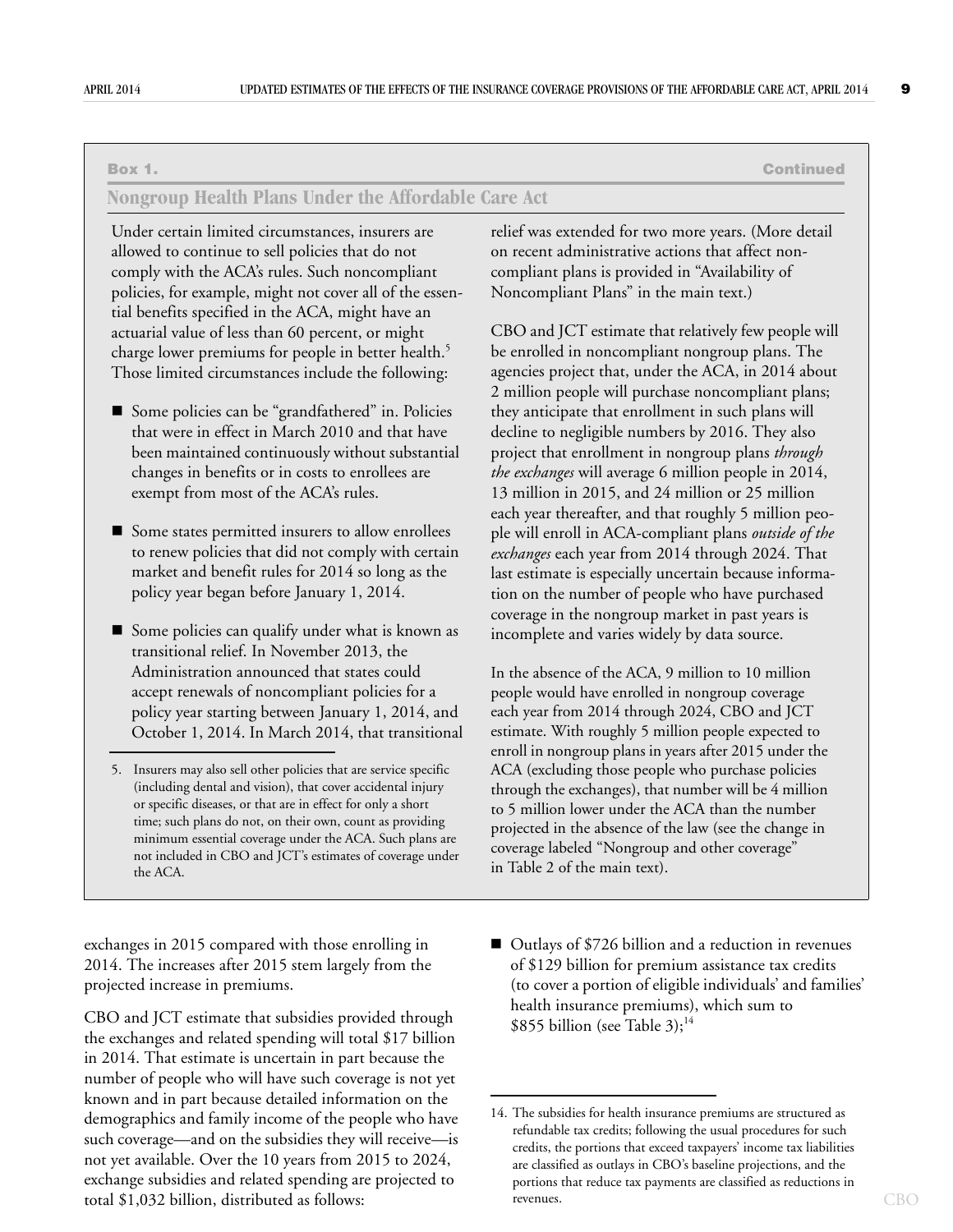**Box 1. Continued**

## Nongroup Health Plans Under the Affordable Care Act

Under certain limited circumstances, insurers are allowed to continue to sell policies that do not comply with the ACA's rules. Such noncompliant policies, for example, might not cover all of the essential benefits specified in the ACA, might have an actuarial value of less than 60 percent, or might charge lower premiums for people in better health.[5] Those limited circumstances include the following:

- Some policies can be "grandfathered" in. Policies that were in effect in March 2010 and that have been maintained continuously without substantial changes in benefits or in costs to enrollees are exempt from most of the ACA's rules.
- Some states permitted insurers to allow enrollees to renew policies that did not comply with certain market and benefit rules for 2014 so long as the policy year began before January 1, 2014.
- Some policies can qualify under what is known as transitional relief. In November 2013, the Administration announced that states could accept renewals of noncompliant policies for a policy year starting between January 1, 2014, and October 1, 2014. In March 2014, that transitional relief was extended for two more years. (More detail on recent administrative actions that affect noncompliant plans is provided in "Availability of Noncompliant Plans" in the main text.)

CBO and JCT estimate that relatively few people will be enrolled in noncompliant nongroup plans. The agencies project that, under the ACA, in 2014 about 2 million people will purchase noncompliant plans; they anticipate that enrollment in such plans will decline to negligible numbers by 2016. They also project that enrollment in nongroup plans *through the exchanges* will average 6 million people in 2014, 13 million in 2015, and 24 million or 25 million each year thereafter, and that roughly 5 million people will enroll in ACA-compliant plans *outside of the exchanges* each year from 2014 through 2024. That last estimate is especially uncertain because information on the number of people who have purchased coverage in the nongroup market in past years is incomplete and varies widely by data source.

In the absence of the ACA, 9 million to 10 million people would have enrolled in nongroup coverage each year from 2014 through 2024, CBO and JCT estimate. With roughly 5 million people expected to enroll in nongroup plans in years after 2015 under the ACA (excluding those people who purchase policies through the exchanges), that number will be 4 million to 5 million lower under the ACA than the number projected in the absence of the law (see the change in coverage labeled "Nongroup and other coverage" in Table 2 of the main text).

5. Insurers may also sell other policies that are service specific (including dental and vision), that cover accidental injury or specific diseases, or that are in effect for only a short time; such plans do not, on their own, count as providing minimum essential coverage under the ACA. Such plans are not included in CBO and JCT's estimates of coverage under the ACA.

---

exchanges in 2015 compared with those enrolling in 2014. The increases after 2015 stem largely from the projected increase in premiums.

CBO and JCT estimate that subsidies provided through the exchanges and related spending will total $17 billion in 2014. That estimate is uncertain in part because the number of people who will have such coverage is not yet known and in part because detailed information on the demographics and family income of the people who have such coverage—and on the subsidies they will receive—is not yet available. Over the 10 years from 2015 to 2024, exchange subsidies and related spending are projected to total $1,032 billion, distributed as follows:

- Outlays of $726 billion and a reduction in revenues of $129 billion for premium assistance tax credits (to cover a portion of eligible individuals' and families' health insurance premiums), which sum to $855 billion (see Table 3);[14]

14. The subsidies for health insurance premiums are structured as refundable tax credits; following the usual procedures for such credits, the portions that exceed taxpayers' income tax liabilities are classified as outlays in CBO's baseline projections, and the portions that reduce tax payments are classified as reductions in revenues.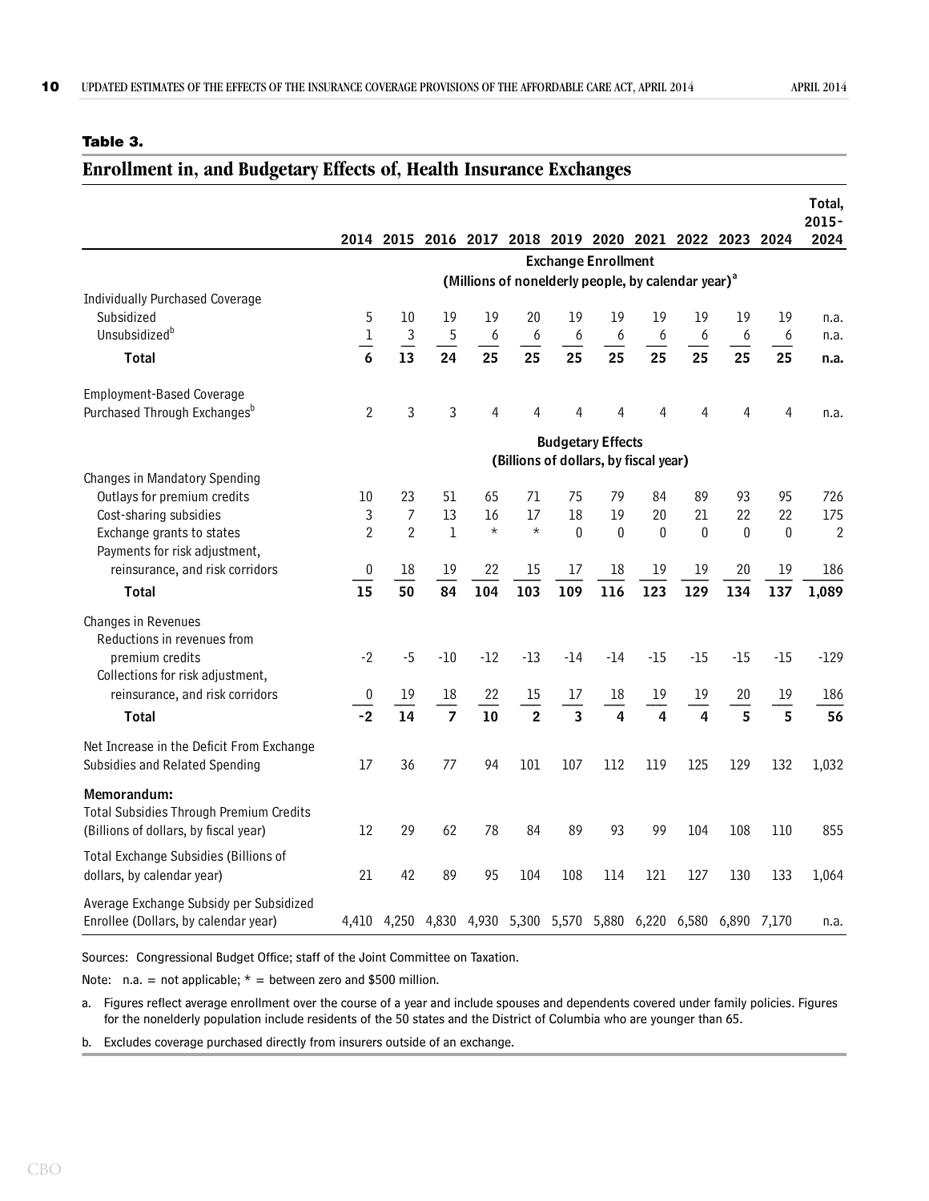**Table 3.**

## Enrollment in, and Budgetary Effects of, Health Insurance Exchanges

| | 2014 | 2015 | 2016 | 2017 | 2018 | 2019 | 2020 | 2021 | 2022 | 2023 | 2024 | Total, 2015-2024 |
|---|---|---|---|---|---|---|---|---|---|---|---|---|
| | **Exchange Enrollment (Millions of nonelderly people, by calendar year)[a]** | | | | | | | | | | | |
| Individually Purchased Coverage | | | | | | | | | | | | |
| Subsidized | 5 | 10 | 19 | 19 | 20 | 19 | 19 | 19 | 19 | 19 | 19 | n.a. |
| Unsubsidized[b] | 1 | 3 | 5 | 6 | 6 | 6 | 6 | 6 | 6 | 6 | 6 | n.a. |
| **Total** | **6** | **13** | **24** | **25** | **25** | **25** | **25** | **25** | **25** | **25** | **25** | **n.a.** |
| Employment-Based Coverage Purchased Through Exchanges[b] | 2 | 3 | 3 | 4 | 4 | 4 | 4 | 4 | 4 | 4 | 4 | n.a. |
| | **Budgetary Effects (Billions of dollars, by fiscal year)** | | | | | | | | | | | |
| Changes in Mandatory Spending | | | | | | | | | | | | |
| Outlays for premium credits | 10 | 23 | 51 | 65 | 71 | 75 | 79 | 84 | 89 | 93 | 95 | 726 |
| Cost-sharing subsidies | 3 | 7 | 13 | 16 | 17 | 18 | 19 | 20 | 21 | 22 | 22 | 175 |
| Exchange grants to states | 2 | 2 | 1 | * | * | 0 | 0 | 0 | 0 | 0 | 0 | 2 |
| Payments for risk adjustment, reinsurance, and risk corridors | 0 | 18 | 19 | 22 | 15 | 17 | 18 | 19 | 19 | 20 | 19 | 186 |
| **Total** | **15** | **50** | **84** | **104** | **103** | **109** | **116** | **123** | **129** | **134** | **137** | **1,089** |
| Changes in Revenues | | | | | | | | | | | | |
| Reductions in revenues from premium credits | -2 | -5 | -10 | -12 | -13 | -14 | -14 | -15 | -15 | -15 | -15 | -129 |
| Collections for risk adjustment, reinsurance, and risk corridors | 0 | 19 | 18 | 22 | 15 | 17 | 18 | 19 | 19 | 20 | 19 | 186 |
| **Total** | **-2** | **14** | **7** | **10** | **2** | **3** | **4** | **4** | **4** | **5** | **5** | **56** |
| Net Increase in the Deficit From Exchange Subsidies and Related Spending | 17 | 36 | 77 | 94 | 101 | 107 | 112 | 119 | 125 | 129 | 132 | 1,032 |
| **Memorandum:** | | | | | | | | | | | | |
| Total Subsidies Through Premium Credits (Billions of dollars, by fiscal year) | 12 | 29 | 62 | 78 | 84 | 89 | 93 | 99 | 104 | 108 | 110 | 855 |
| Total Exchange Subsidies (Billions of dollars, by calendar year) | 21 | 42 | 89 | 95 | 104 | 108 | 114 | 121 | 127 | 130 | 133 | 1,064 |
| Average Exchange Subsidy per Subsidized Enrollee (Dollars, by calendar year) | 4,410 | 4,250 | 4,830 | 4,930 | 5,300 | 5,570 | 5,880 | 6,220 | 6,580 | 6,890 | 7,170 | n.a. |

Sources: Congressional Budget Office; staff of the Joint Committee on Taxation.

Note: n.a. = not applicable; * = between zero and $500 million.

a. Figures reflect average enrollment over the course of a year and include spouses and dependents covered under family policies. Figures for the nonelderly population include residents of the 50 states and the District of Columbia who are younger than 65.

b. Excludes coverage purchased directly from insurers outside of an exchange.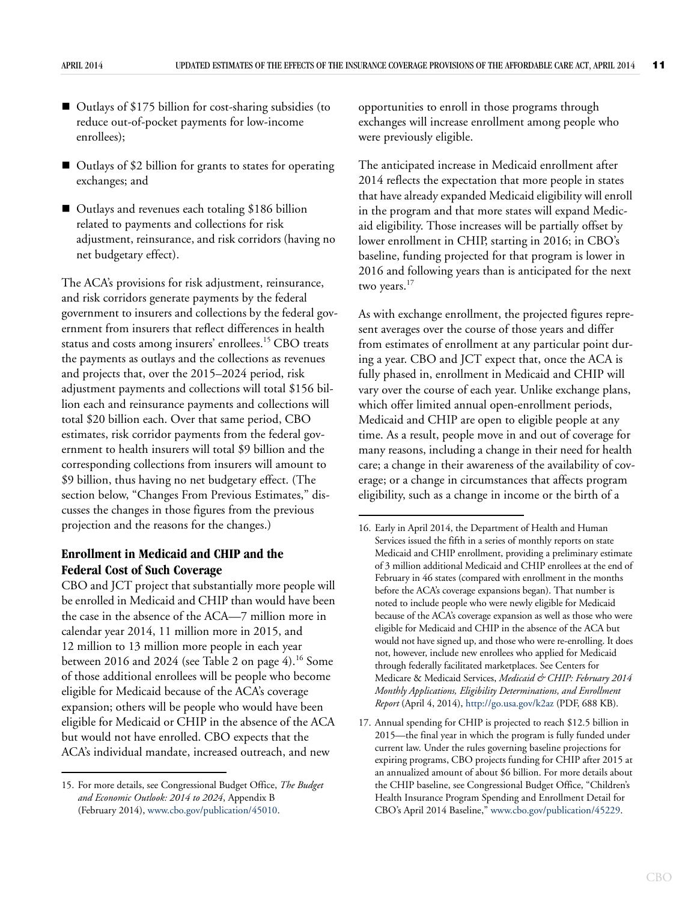- Outlays of $175 billion for cost-sharing subsidies (to reduce out-of-pocket payments for low-income enrollees);
- Outlays of $2 billion for grants to states for operating exchanges; and
- Outlays and revenues each totaling $186 billion related to payments and collections for risk adjustment, reinsurance, and risk corridors (having no net budgetary effect).

The ACA's provisions for risk adjustment, reinsurance, and risk corridors generate payments by the federal government to insurers and collections by the federal government from insurers that reflect differences in health status and costs among insurers' enrollees.[15] CBO treats the payments as outlays and the collections as revenues and projects that, over the 2015–2024 period, risk adjustment payments and collections will total $156 billion each and reinsurance payments and collections will total $20 billion each. Over that same period, CBO estimates, risk corridor payments from the federal government to health insurers will total $9 billion and the corresponding collections from insurers will amount to $9 billion, thus having no net budgetary effect. (The section below, "Changes From Previous Estimates," discusses the changes in those figures from the previous projection and the reasons for the changes.)

## Enrollment in Medicaid and CHIP and the Federal Cost of Such Coverage

CBO and JCT project that substantially more people will be enrolled in Medicaid and CHIP than would have been the case in the absence of the ACA—7 million more in calendar year 2014, 11 million more in 2015, and 12 million to 13 million more people in each year between 2016 and 2024 (see Table 2 on page 4).[16] Some of those additional enrollees will be people who become eligible for Medicaid because of the ACA's coverage expansion; others will be people who would have been eligible for Medicaid or CHIP in the absence of the ACA but would not have enrolled. CBO expects that the ACA's individual mandate, increased outreach, and new opportunities to enroll in those programs through exchanges will increase enrollment among people who were previously eligible.

The anticipated increase in Medicaid enrollment after 2014 reflects the expectation that more people in states that have already expanded Medicaid eligibility will enroll in the program and that more states will expand Medicaid eligibility. Those increases will be partially offset by lower enrollment in CHIP, starting in 2016; in CBO's baseline, funding projected for that program is lower in 2016 and following years than is anticipated for the next two years.[17]

As with exchange enrollment, the projected figures represent averages over the course of those years and differ from estimates of enrollment at any particular point during a year. CBO and JCT expect that, once the ACA is fully phased in, enrollment in Medicaid and CHIP will vary over the course of each year. Unlike exchange plans, which offer limited annual open-enrollment periods, Medicaid and CHIP are open to eligible people at any time. As a result, people move in and out of coverage for many reasons, including a change in their need for health care; a change in their awareness of the availability of coverage; or a change in circumstances that affects program eligibility, such as a change in income or the birth of a

---

15. For more details, see Congressional Budget Office, *The Budget and Economic Outlook: 2014 to 2024*, Appendix B (February 2014), www.cbo.gov/publication/45010.

16. Early in April 2014, the Department of Health and Human Services issued the fifth in a series of monthly reports on state Medicaid and CHIP enrollment, providing a preliminary estimate of 3 million additional Medicaid and CHIP enrollees at the end of February in 46 states (compared with enrollment in the months before the ACA's coverage expansions began). That number is noted to include people who were newly eligible for Medicaid because of the ACA's coverage expansion as well as those who were eligible for Medicaid and CHIP in the absence of the ACA but would not have signed up, and those who were re-enrolling. It does not, however, include new enrollees who applied for Medicaid through federally facilitated marketplaces. See Centers for Medicare & Medicaid Services, *Medicaid & CHIP: February 2014 Monthly Applications, Eligibility Determinations, and Enrollment Report* (April 4, 2014), http://go.usa.gov/k2az (PDF, 688 KB).

17. Annual spending for CHIP is projected to reach $12.5 billion in 2015—the final year in which the program is fully funded under current law. Under the rules governing baseline projections for expiring programs, CBO projects funding for CHIP after 2015 at an annualized amount of about $6 billion. For more details about the CHIP baseline, see Congressional Budget Office, "Children's Health Insurance Program Spending and Enrollment Detail for CBO's April 2014 Baseline," www.cbo.gov/publication/45229.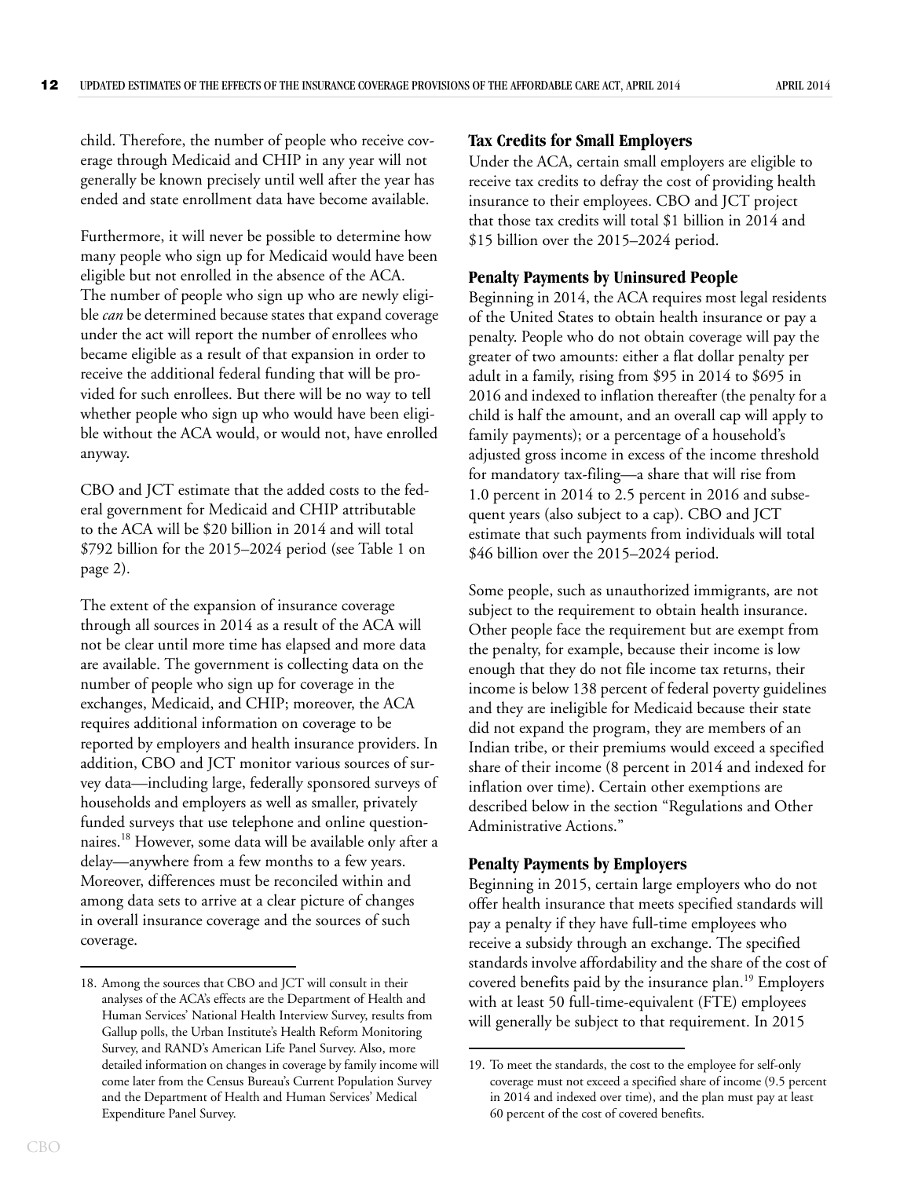child. Therefore, the number of people who receive coverage through Medicaid and CHIP in any year will not generally be known precisely until well after the year has ended and state enrollment data have become available.

Furthermore, it will never be possible to determine how many people who sign up for Medicaid would have been eligible but not enrolled in the absence of the ACA. The number of people who sign up who are newly eligible *can* be determined because states that expand coverage under the act will report the number of enrollees who became eligible as a result of that expansion in order to receive the additional federal funding that will be provided for such enrollees. But there will be no way to tell whether people who sign up who would have been eligible without the ACA would, or would not, have enrolled anyway.

CBO and JCT estimate that the added costs to the federal government for Medicaid and CHIP attributable to the ACA will be $20 billion in 2014 and will total $792 billion for the 2015–2024 period (see Table 1 on page 2).

The extent of the expansion of insurance coverage through all sources in 2014 as a result of the ACA will not be clear until more time has elapsed and more data are available. The government is collecting data on the number of people who sign up for coverage in the exchanges, Medicaid, and CHIP; moreover, the ACA requires additional information on coverage to be reported by employers and health insurance providers. In addition, CBO and JCT monitor various sources of survey data—including large, federally sponsored surveys of households and employers as well as smaller, privately funded surveys that use telephone and online questionnaires.[18] However, some data will be available only after a delay—anywhere from a few months to a few years. Moreover, differences must be reconciled within and among data sets to arrive at a clear picture of changes in overall insurance coverage and the sources of such coverage.

### Tax Credits for Small Employers

Under the ACA, certain small employers are eligible to receive tax credits to defray the cost of providing health insurance to their employees. CBO and JCT project that those tax credits will total $1 billion in 2014 and $15 billion over the 2015–2024 period.

### Penalty Payments by Uninsured People

Beginning in 2014, the ACA requires most legal residents of the United States to obtain health insurance or pay a penalty. People who do not obtain coverage will pay the greater of two amounts: either a flat dollar penalty per adult in a family, rising from $95 in 2014 to $695 in 2016 and indexed to inflation thereafter (the penalty for a child is half the amount, and an overall cap will apply to family payments); or a percentage of a household's adjusted gross income in excess of the income threshold for mandatory tax-filing—a share that will rise from 1.0 percent in 2014 to 2.5 percent in 2016 and subsequent years (also subject to a cap). CBO and JCT estimate that such payments from individuals will total $46 billion over the 2015–2024 period.

Some people, such as unauthorized immigrants, are not subject to the requirement to obtain health insurance. Other people face the requirement but are exempt from the penalty, for example, because their income is low enough that they do not file income tax returns, their income is below 138 percent of federal poverty guidelines and they are ineligible for Medicaid because their state did not expand the program, they are members of an Indian tribe, or their premiums would exceed a specified share of their income (8 percent in 2014 and indexed for inflation over time). Certain other exemptions are described below in the section "Regulations and Other Administrative Actions."

### Penalty Payments by Employers

Beginning in 2015, certain large employers who do not offer health insurance that meets specified standards will pay a penalty if they have full-time employees who receive a subsidy through an exchange. The specified standards involve affordability and the share of the cost of covered benefits paid by the insurance plan.[19] Employers with at least 50 full-time-equivalent (FTE) employees will generally be subject to that requirement. In 2015

---

18. Among the sources that CBO and JCT will consult in their analyses of the ACA's effects are the Department of Health and Human Services' National Health Interview Survey, results from Gallup polls, the Urban Institute's Health Reform Monitoring Survey, and RAND's American Life Panel Survey. Also, more detailed information on changes in coverage by family income will come later from the Census Bureau's Current Population Survey and the Department of Health and Human Services' Medical Expenditure Panel Survey.

19. To meet the standards, the cost to the employee for self-only coverage must not exceed a specified share of income (9.5 percent in 2014 and indexed over time), and the plan must pay at least 60 percent of the cost of covered benefits.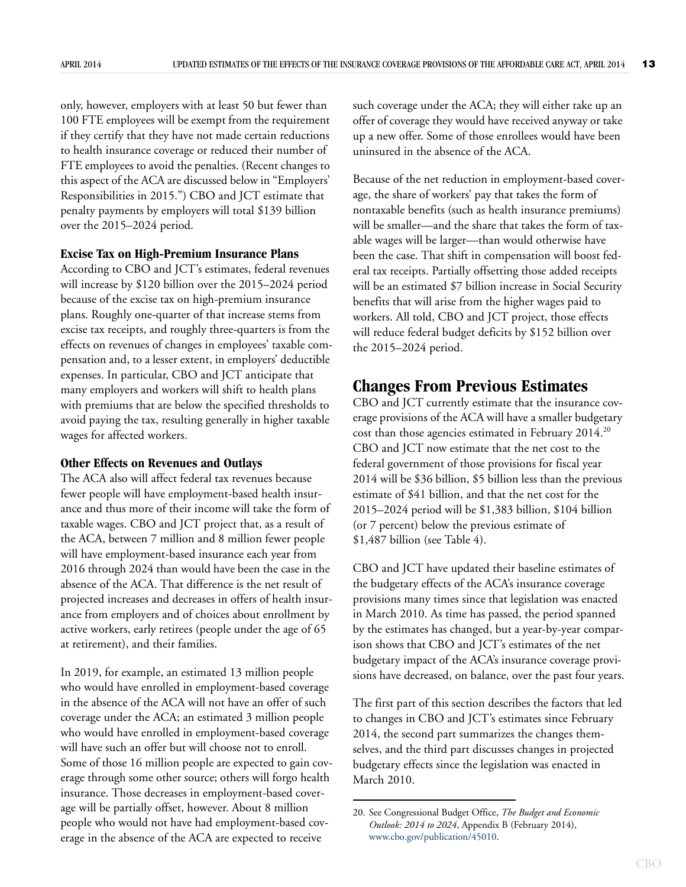only, however, employers with at least 50 but fewer than 100 FTE employees will be exempt from the requirement if they certify that they have not made certain reductions to health insurance coverage or reduced their number of FTE employees to avoid the penalties. (Recent changes to this aspect of the ACA are discussed below in "Employers' Responsibilities in 2015.") CBO and JCT estimate that penalty payments by employers will total $139 billion over the 2015–2024 period.

### Excise Tax on High-Premium Insurance Plans

According to CBO and JCT's estimates, federal revenues will increase by $120 billion over the 2015–2024 period because of the excise tax on high-premium insurance plans. Roughly one-quarter of that increase stems from excise tax receipts, and roughly three-quarters is from the effects on revenues of changes in employees' taxable compensation and, to a lesser extent, in employers' deductible expenses. In particular, CBO and JCT anticipate that many employers and workers will shift to health plans with premiums that are below the specified thresholds to avoid paying the tax, resulting generally in higher taxable wages for affected workers.

### Other Effects on Revenues and Outlays

The ACA also will affect federal tax revenues because fewer people will have employment-based health insurance and thus more of their income will take the form of taxable wages. CBO and JCT project that, as a result of the ACA, between 7 million and 8 million fewer people will have employment-based insurance each year from 2016 through 2024 than would have been the case in the absence of the ACA. That difference is the net result of projected increases and decreases in offers of health insurance from employers and of choices about enrollment by active workers, early retirees (people under the age of 65 at retirement), and their families.

In 2019, for example, an estimated 13 million people who would have enrolled in employment-based coverage in the absence of the ACA will not have an offer of such coverage under the ACA; an estimated 3 million people who would have enrolled in employment-based coverage will have such an offer but will choose not to enroll. Some of those 16 million people are expected to gain coverage through some other source; others will forgo health insurance. Those decreases in employment-based coverage will be partially offset, however. About 8 million people who would not have had employment-based coverage in the absence of the ACA are expected to receive such coverage under the ACA; they will either take up an offer of coverage they would have received anyway or take up a new offer. Some of those enrollees would have been uninsured in the absence of the ACA.

Because of the net reduction in employment-based coverage, the share of workers' pay that takes the form of nontaxable benefits (such as health insurance premiums) will be smaller—and the share that takes the form of taxable wages will be larger—than would otherwise have been the case. That shift in compensation will boost federal tax receipts. Partially offsetting those added receipts will be an estimated $7 billion increase in Social Security benefits that will arise from the higher wages paid to workers. All told, CBO and JCT project, those effects will reduce federal budget deficits by $152 billion over the 2015–2024 period.

## Changes From Previous Estimates

CBO and JCT currently estimate that the insurance coverage provisions of the ACA will have a smaller budgetary cost than those agencies estimated in February 2014.[20] CBO and JCT now estimate that the net cost to the federal government of those provisions for fiscal year 2014 will be $36 billion, $5 billion less than the previous estimate of $41 billion, and that the net cost for the 2015–2024 period will be $1,383 billion, $104 billion (or 7 percent) below the previous estimate of $1,487 billion (see Table 4).

CBO and JCT have updated their baseline estimates of the budgetary effects of the ACA's insurance coverage provisions many times since that legislation was enacted in March 2010. As time has passed, the period spanned by the estimates has changed, but a year-by-year comparison shows that CBO and JCT's estimates of the net budgetary impact of the ACA's insurance coverage provisions have decreased, on balance, over the past four years.

The first part of this section describes the factors that led to changes in CBO and JCT's estimates since February 2014, the second part summarizes the changes themselves, and the third part discusses changes in projected budgetary effects since the legislation was enacted in March 2010.

20. See Congressional Budget Office, *The Budget and Economic Outlook: 2014 to 2024*, Appendix B (February 2014), www.cbo.gov/publication/45010.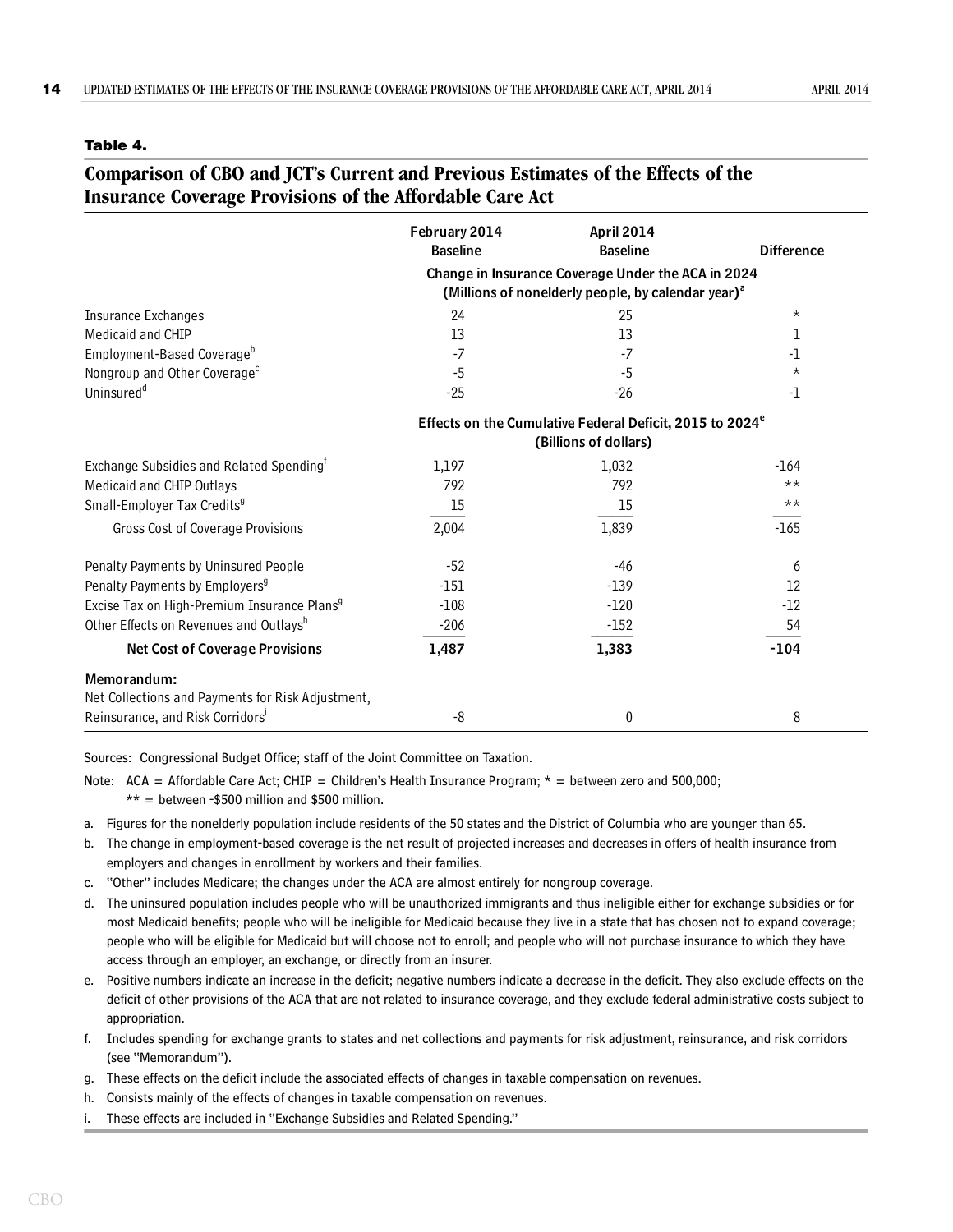**Table 4.**

## Comparison of CBO and JCT's Current and Previous Estimates of the Effects of the Insurance Coverage Provisions of the Affordable Care Act

| | February 2014 Baseline | April 2014 Baseline | Difference |
|---|---|---|---|
| | Change in Insurance Coverage Under the ACA in 2024 (Millions of nonelderly people, by calendar year)[a] | | |
| Insurance Exchanges | 24 | 25 | * |
| Medicaid and CHIP | 13 | 13 | 1 |
| Employment-Based Coverage[b] | -7 | -7 | -1 |
| Nongroup and Other Coverage[c] | -5 | -5 | * |
| Uninsured[d] | -25 | -26 | -1 |
| | Effects on the Cumulative Federal Deficit, 2015 to 2024[e] (Billions of dollars) | | |
| Exchange Subsidies and Related Spending[f] | 1,197 | 1,032 | -164 |
| Medicaid and CHIP Outlays | 792 | 792 | ** |
| Small-Employer Tax Credits[g] | 15 | 15 | ** |
| Gross Cost of Coverage Provisions | 2,004 | 1,839 | -165 |
| Penalty Payments by Uninsured People | -52 | -46 | 6 |
| Penalty Payments by Employers[g] | -151 | -139 | 12 |
| Excise Tax on High-Premium Insurance Plans[g] | -108 | -120 | -12 |
| Other Effects on Revenues and Outlays[h] | -206 | -152 | 54 |
| **Net Cost of Coverage Provisions** | **1,487** | **1,383** | **-104** |
| **Memorandum:** | | | |
| Net Collections and Payments for Risk Adjustment, Reinsurance, and Risk Corridors[i] | -8 | 0 | 8 |

Sources: Congressional Budget Office; staff of the Joint Committee on Taxation.

Note: ACA = Affordable Care Act; CHIP = Children's Health Insurance Program; * = between zero and 500,000; ** = between -$500 million and $500 million.

a. Figures for the nonelderly population include residents of the 50 states and the District of Columbia who are younger than 65.

b. The change in employment-based coverage is the net result of projected increases and decreases in offers of health insurance from employers and changes in enrollment by workers and their families.

c. "Other" includes Medicare; the changes under the ACA are almost entirely for nongroup coverage.

d. The uninsured population includes people who will be unauthorized immigrants and thus ineligible either for exchange subsidies or for most Medicaid benefits; people who will be ineligible for Medicaid because they live in a state that has chosen not to expand coverage; people who will be eligible for Medicaid but will choose not to enroll; and people who will not purchase insurance to which they have access through an employer, an exchange, or directly from an insurer.

e. Positive numbers indicate an increase in the deficit; negative numbers indicate a decrease in the deficit. They also exclude effects on the deficit of other provisions of the ACA that are not related to insurance coverage, and they exclude federal administrative costs subject to appropriation.

f. Includes spending for exchange grants to states and net collections and payments for risk adjustment, reinsurance, and risk corridors (see "Memorandum").

g. These effects on the deficit include the associated effects of changes in taxable compensation on revenues.

h. Consists mainly of the effects of changes in taxable compensation on revenues.

i. These effects are included in "Exchange Subsidies and Related Spending."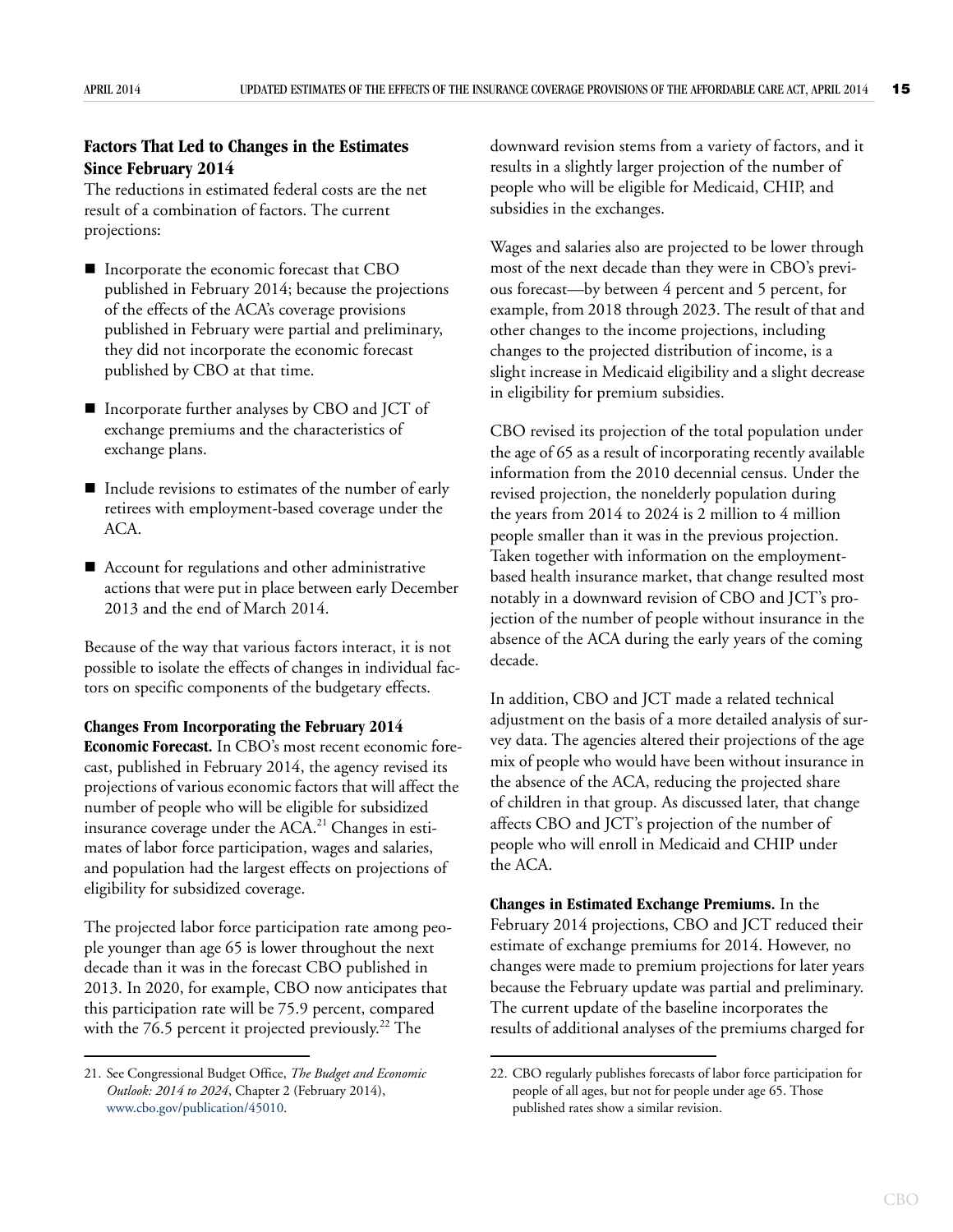## Factors That Led to Changes in the Estimates Since February 2014

The reductions in estimated federal costs are the net result of a combination of factors. The current projections:

- Incorporate the economic forecast that CBO published in February 2014; because the projections of the effects of the ACA's coverage provisions published in February were partial and preliminary, they did not incorporate the economic forecast published by CBO at that time.
- Incorporate further analyses by CBO and JCT of exchange premiums and the characteristics of exchange plans.
- Include revisions to estimates of the number of early retirees with employment-based coverage under the ACA.
- Account for regulations and other administrative actions that were put in place between early December 2013 and the end of March 2014.

Because of the way that various factors interact, it is not possible to isolate the effects of changes in individual factors on specific components of the budgetary effects.

**Changes From Incorporating the February 2014 Economic Forecast.** In CBO's most recent economic forecast, published in February 2014, the agency revised its projections of various economic factors that will affect the number of people who will be eligible for subsidized insurance coverage under the ACA.[21] Changes in estimates of labor force participation, wages and salaries, and population had the largest effects on projections of eligibility for subsidized coverage.

The projected labor force participation rate among people younger than age 65 is lower throughout the next decade than it was in the forecast CBO published in 2013. In 2020, for example, CBO now anticipates that this participation rate will be 75.9 percent, compared with the 76.5 percent it projected previously.[22] The downward revision stems from a variety of factors, and it results in a slightly larger projection of the number of people who will be eligible for Medicaid, CHIP, and subsidies in the exchanges.

Wages and salaries also are projected to be lower through most of the next decade than they were in CBO's previous forecast—by between 4 percent and 5 percent, for example, from 2018 through 2023. The result of that and other changes to the income projections, including changes to the projected distribution of income, is a slight increase in Medicaid eligibility and a slight decrease in eligibility for premium subsidies.

CBO revised its projection of the total population under the age of 65 as a result of incorporating recently available information from the 2010 decennial census. Under the revised projection, the nonelderly population during the years from 2014 to 2024 is 2 million to 4 million people smaller than it was in the previous projection. Taken together with information on the employment-based health insurance market, that change resulted most notably in a downward revision of CBO and JCT's projection of the number of people without insurance in the absence of the ACA during the early years of the coming decade.

In addition, CBO and JCT made a related technical adjustment on the basis of a more detailed analysis of survey data. The agencies altered their projections of the age mix of people who would have been without insurance in the absence of the ACA, reducing the projected share of children in that group. As discussed later, that change affects CBO and JCT's projection of the number of people who will enroll in Medicaid and CHIP under the ACA.

**Changes in Estimated Exchange Premiums.** In the February 2014 projections, CBO and JCT reduced their estimate of exchange premiums for 2014. However, no changes were made to premium projections for later years because the February update was partial and preliminary. The current update of the baseline incorporates the results of additional analyses of the premiums charged for

---

21. See Congressional Budget Office, *The Budget and Economic Outlook: 2014 to 2024*, Chapter 2 (February 2014), www.cbo.gov/publication/45010.

22. CBO regularly publishes forecasts of labor force participation for people of all ages, but not for people under age 65. Those published rates show a similar revision.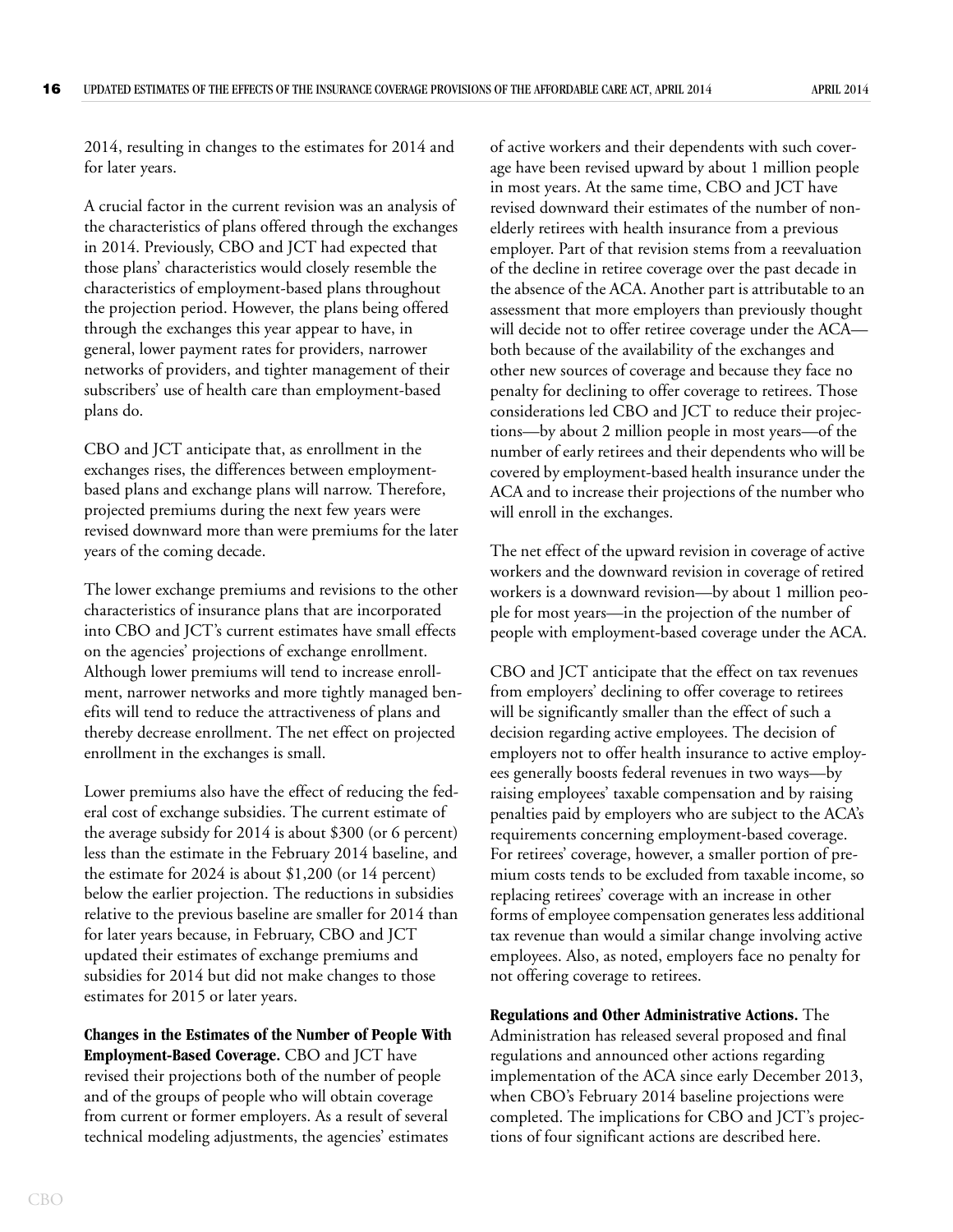2014, resulting in changes to the estimates for 2014 and for later years.

A crucial factor in the current revision was an analysis of the characteristics of plans offered through the exchanges in 2014. Previously, CBO and JCT had expected that those plans' characteristics would closely resemble the characteristics of employment-based plans throughout the projection period. However, the plans being offered through the exchanges this year appear to have, in general, lower payment rates for providers, narrower networks of providers, and tighter management of their subscribers' use of health care than employment-based plans do.

CBO and JCT anticipate that, as enrollment in the exchanges rises, the differences between employment-based plans and exchange plans will narrow. Therefore, projected premiums during the next few years were revised downward more than were premiums for the later years of the coming decade.

The lower exchange premiums and revisions to the other characteristics of insurance plans that are incorporated into CBO and JCT's current estimates have small effects on the agencies' projections of exchange enrollment. Although lower premiums will tend to increase enrollment, narrower networks and more tightly managed benefits will tend to reduce the attractiveness of plans and thereby decrease enrollment. The net effect on projected enrollment in the exchanges is small.

Lower premiums also have the effect of reducing the federal cost of exchange subsidies. The current estimate of the average subsidy for 2014 is about $300 (or 6 percent) less than the estimate in the February 2014 baseline, and the estimate for 2024 is about $1,200 (or 14 percent) below the earlier projection. The reductions in subsidies relative to the previous baseline are smaller for 2014 than for later years because, in February, CBO and JCT updated their estimates of exchange premiums and subsidies for 2014 but did not make changes to those estimates for 2015 or later years.

**Changes in the Estimates of the Number of People With Employment-Based Coverage.** CBO and JCT have revised their projections both of the number of people and of the groups of people who will obtain coverage from current or former employers. As a result of several technical modeling adjustments, the agencies' estimates of active workers and their dependents with such coverage have been revised upward by about 1 million people in most years. At the same time, CBO and JCT have revised downward their estimates of the number of nonelderly retirees with health insurance from a previous employer. Part of that revision stems from a reevaluation of the decline in retiree coverage over the past decade in the absence of the ACA. Another part is attributable to an assessment that more employers than previously thought will decide not to offer retiree coverage under the ACA—both because of the availability of the exchanges and other new sources of coverage and because they face no penalty for declining to offer coverage to retirees. Those considerations led CBO and JCT to reduce their projections—by about 2 million people in most years—of the number of early retirees and their dependents who will be covered by employment-based health insurance under the ACA and to increase their projections of the number who will enroll in the exchanges.

The net effect of the upward revision in coverage of active workers and the downward revision in coverage of retired workers is a downward revision—by about 1 million people for most years—in the projection of the number of people with employment-based coverage under the ACA.

CBO and JCT anticipate that the effect on tax revenues from employers' declining to offer coverage to retirees will be significantly smaller than the effect of such a decision regarding active employees. The decision of employers not to offer health insurance to active employees generally boosts federal revenues in two ways—by raising employees' taxable compensation and by raising penalties paid by employers who are subject to the ACA's requirements concerning employment-based coverage. For retirees' coverage, however, a smaller portion of premium costs tends to be excluded from taxable income, so replacing retirees' coverage with an increase in other forms of employee compensation generates less additional tax revenue than would a similar change involving active employees. Also, as noted, employers face no penalty for not offering coverage to retirees.

**Regulations and Other Administrative Actions.** The Administration has released several proposed and final regulations and announced other actions regarding implementation of the ACA since early December 2013, when CBO's February 2014 baseline projections were completed. The implications for CBO and JCT's projections of four significant actions are described here.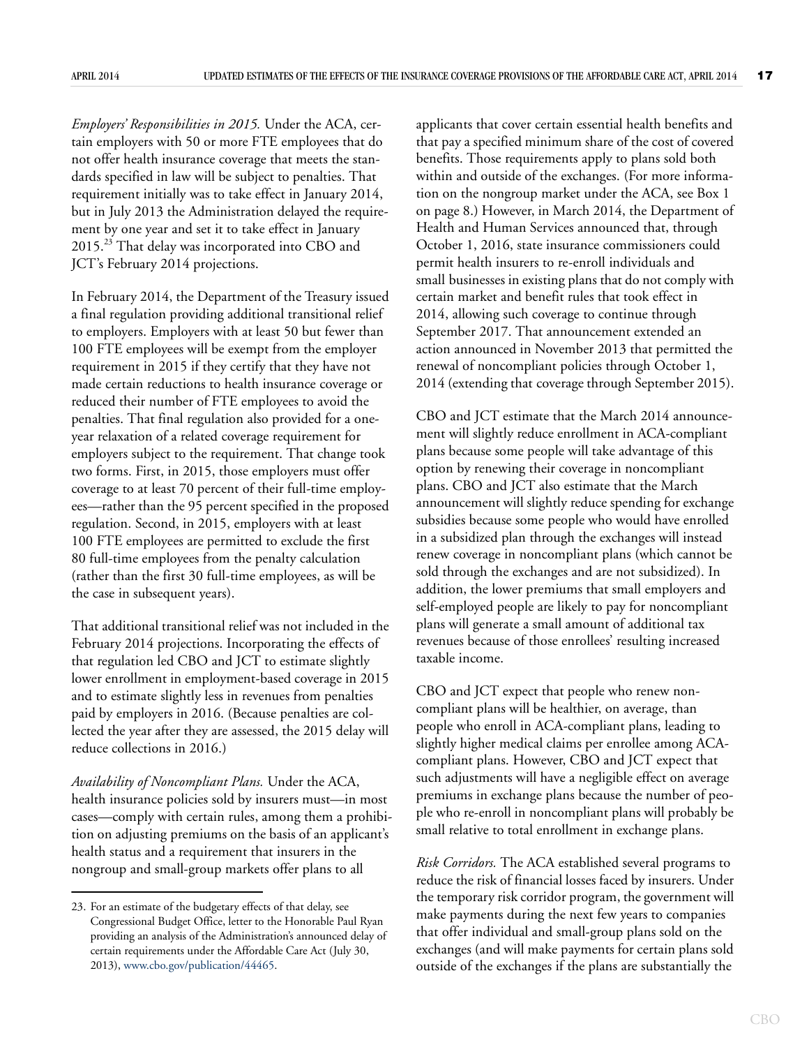*Employers' Responsibilities in 2015.* Under the ACA, certain employers with 50 or more FTE employees that do not offer health insurance coverage that meets the standards specified in law will be subject to penalties. That requirement initially was to take effect in January 2014, but in July 2013 the Administration delayed the requirement by one year and set it to take effect in January 2015.[23] That delay was incorporated into CBO and JCT's February 2014 projections.

In February 2014, the Department of the Treasury issued a final regulation providing additional transitional relief to employers. Employers with at least 50 but fewer than 100 FTE employees will be exempt from the employer requirement in 2015 if they certify that they have not made certain reductions to health insurance coverage or reduced their number of FTE employees to avoid the penalties. That final regulation also provided for a one-year relaxation of a related coverage requirement for employers subject to the requirement. That change took two forms. First, in 2015, those employers must offer coverage to at least 70 percent of their full-time employees—rather than the 95 percent specified in the proposed regulation. Second, in 2015, employers with at least 100 FTE employees are permitted to exclude the first 80 full-time employees from the penalty calculation (rather than the first 30 full-time employees, as will be the case in subsequent years).

That additional transitional relief was not included in the February 2014 projections. Incorporating the effects of that regulation led CBO and JCT to estimate slightly lower enrollment in employment-based coverage in 2015 and to estimate slightly less in revenues from penalties paid by employers in 2016. (Because penalties are collected the year after they are assessed, the 2015 delay will reduce collections in 2016.)

*Availability of Noncompliant Plans.* Under the ACA, health insurance policies sold by insurers must—in most cases—comply with certain rules, among them a prohibition on adjusting premiums on the basis of an applicant's health status and a requirement that insurers in the nongroup and small-group markets offer plans to all applicants that cover certain essential health benefits and that pay a specified minimum share of the cost of covered benefits. Those requirements apply to plans sold both within and outside of the exchanges. (For more information on the nongroup market under the ACA, see Box 1 on page 8.) However, in March 2014, the Department of Health and Human Services announced that, through October 1, 2016, state insurance commissioners could permit health insurers to re-enroll individuals and small businesses in existing plans that do not comply with certain market and benefit rules that took effect in 2014, allowing such coverage to continue through September 2017. That announcement extended an action announced in November 2013 that permitted the renewal of noncompliant policies through October 1, 2014 (extending that coverage through September 2015).

CBO and JCT estimate that the March 2014 announcement will slightly reduce enrollment in ACA-compliant plans because some people will take advantage of this option by renewing their coverage in noncompliant plans. CBO and JCT also estimate that the March announcement will slightly reduce spending for exchange subsidies because some people who would have enrolled in a subsidized plan through the exchanges will instead renew coverage in noncompliant plans (which cannot be sold through the exchanges and are not subsidized). In addition, the lower premiums that small employers and self-employed people are likely to pay for noncompliant plans will generate a small amount of additional tax revenues because of those enrollees' resulting increased taxable income.

CBO and JCT expect that people who renew noncompliant plans will be healthier, on average, than people who enroll in ACA-compliant plans, leading to slightly higher medical claims per enrollee among ACA-compliant plans. However, CBO and JCT expect that such adjustments will have a negligible effect on average premiums in exchange plans because the number of people who re-enroll in noncompliant plans will probably be small relative to total enrollment in exchange plans.

*Risk Corridors.* The ACA established several programs to reduce the risk of financial losses faced by insurers. Under the temporary risk corridor program, the government will make payments during the next few years to companies that offer individual and small-group plans sold on the exchanges (and will make payments for certain plans sold outside of the exchanges if the plans are substantially the

23. For an estimate of the budgetary effects of that delay, see Congressional Budget Office, letter to the Honorable Paul Ryan providing an analysis of the Administration's announced delay of certain requirements under the Affordable Care Act (July 30, 2013), www.cbo.gov/publication/44465.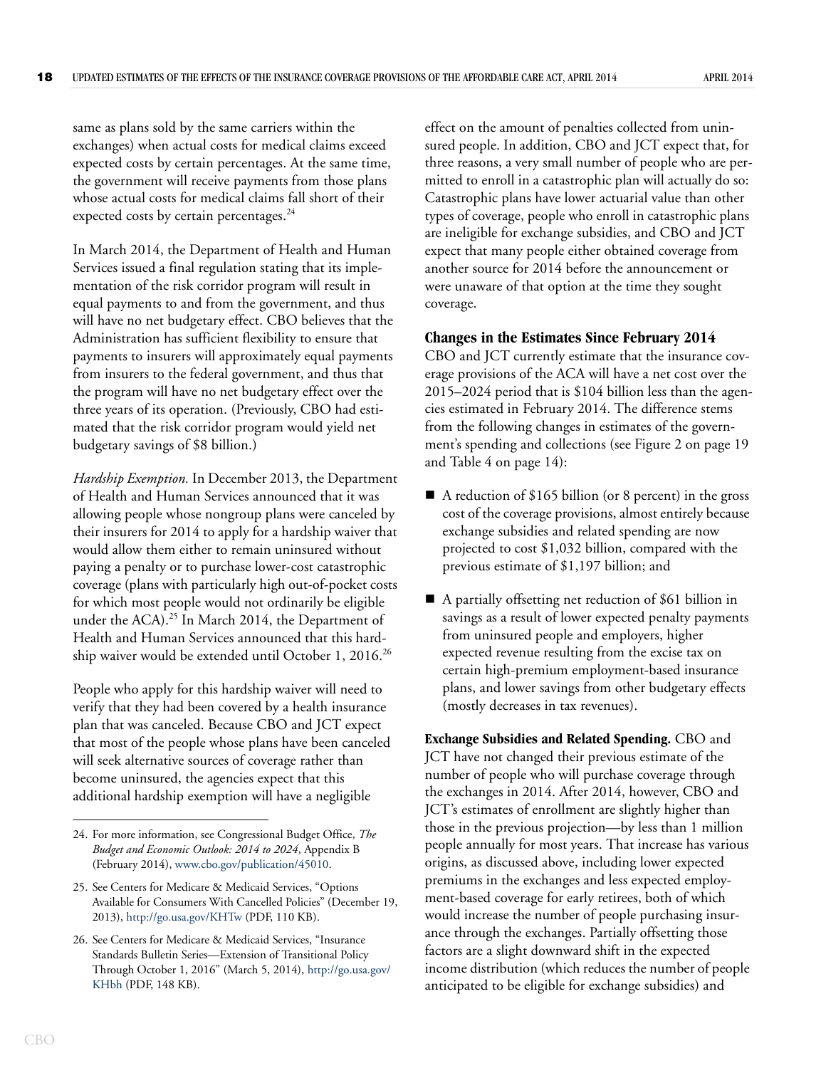same as plans sold by the same carriers within the exchanges) when actual costs for medical claims exceed expected costs by certain percentages. At the same time, the government will receive payments from those plans whose actual costs for medical claims fall short of their expected costs by certain percentages.[24]

In March 2014, the Department of Health and Human Services issued a final regulation stating that its implementation of the risk corridor program will result in equal payments to and from the government, and thus will have no net budgetary effect. CBO believes that the Administration has sufficient flexibility to ensure that payments to insurers will approximately equal payments from insurers to the federal government, and thus that the program will have no net budgetary effect over the three years of its operation. (Previously, CBO had estimated that the risk corridor program would yield net budgetary savings of $8 billion.)

*Hardship Exemption.* In December 2013, the Department of Health and Human Services announced that it was allowing people whose nongroup plans were canceled by their insurers for 2014 to apply for a hardship waiver that would allow them either to remain uninsured without paying a penalty or to purchase lower-cost catastrophic coverage (plans with particularly high out-of-pocket costs for which most people would not ordinarily be eligible under the ACA).[25] In March 2014, the Department of Health and Human Services announced that this hardship waiver would be extended until October 1, 2016.[26]

People who apply for this hardship waiver will need to verify that they had been covered by a health insurance plan that was canceled. Because CBO and JCT expect that most of the people whose plans have been canceled will seek alternative sources of coverage rather than become uninsured, the agencies expect that this additional hardship exemption will have a negligible effect on the amount of penalties collected from uninsured people. In addition, CBO and JCT expect that, for three reasons, a very small number of people who are permitted to enroll in a catastrophic plan will actually do so: Catastrophic plans have lower actuarial value than other types of coverage, people who enroll in catastrophic plans are ineligible for exchange subsidies, and CBO and JCT expect that many people either obtained coverage from another source for 2014 before the announcement or were unaware of that option at the time they sought coverage.

### Changes in the Estimates Since February 2014

CBO and JCT currently estimate that the insurance coverage provisions of the ACA will have a net cost over the 2015–2024 period that is $104 billion less than the agencies estimated in February 2014. The difference stems from the following changes in estimates of the government's spending and collections (see Figure 2 on page 19 and Table 4 on page 14):

- A reduction of $165 billion (or 8 percent) in the gross cost of the coverage provisions, almost entirely because exchange subsidies and related spending are now projected to cost $1,032 billion, compared with the previous estimate of $1,197 billion; and
- A partially offsetting net reduction of $61 billion in savings as a result of lower expected penalty payments from uninsured people and employers, higher expected revenue resulting from the excise tax on certain high-premium employment-based insurance plans, and lower savings from other budgetary effects (mostly decreases in tax revenues).

**Exchange Subsidies and Related Spending.** CBO and JCT have not changed their previous estimate of the number of people who will purchase coverage through the exchanges in 2014. After 2014, however, CBO and JCT's estimates of enrollment are slightly higher than those in the previous projection—by less than 1 million people annually for most years. That increase has various origins, as discussed above, including lower expected premiums in the exchanges and less expected employment-based coverage for early retirees, both of which would increase the number of people purchasing insurance through the exchanges. Partially offsetting those factors are a slight downward shift in the expected income distribution (which reduces the number of people anticipated to be eligible for exchange subsidies) and

---

24. For more information, see Congressional Budget Office, *The Budget and Economic Outlook: 2014 to 2024*, Appendix B (February 2014), www.cbo.gov/publication/45010.

25. See Centers for Medicare & Medicaid Services, "Options Available for Consumers With Cancelled Policies" (December 19, 2013), http://go.usa.gov/KHTw (PDF, 110 KB).

26. See Centers for Medicare & Medicaid Services, "Insurance Standards Bulletin Series—Extension of Transitional Policy Through October 1, 2016" (March 5, 2014), http://go.usa.gov/KHbh (PDF, 148 KB).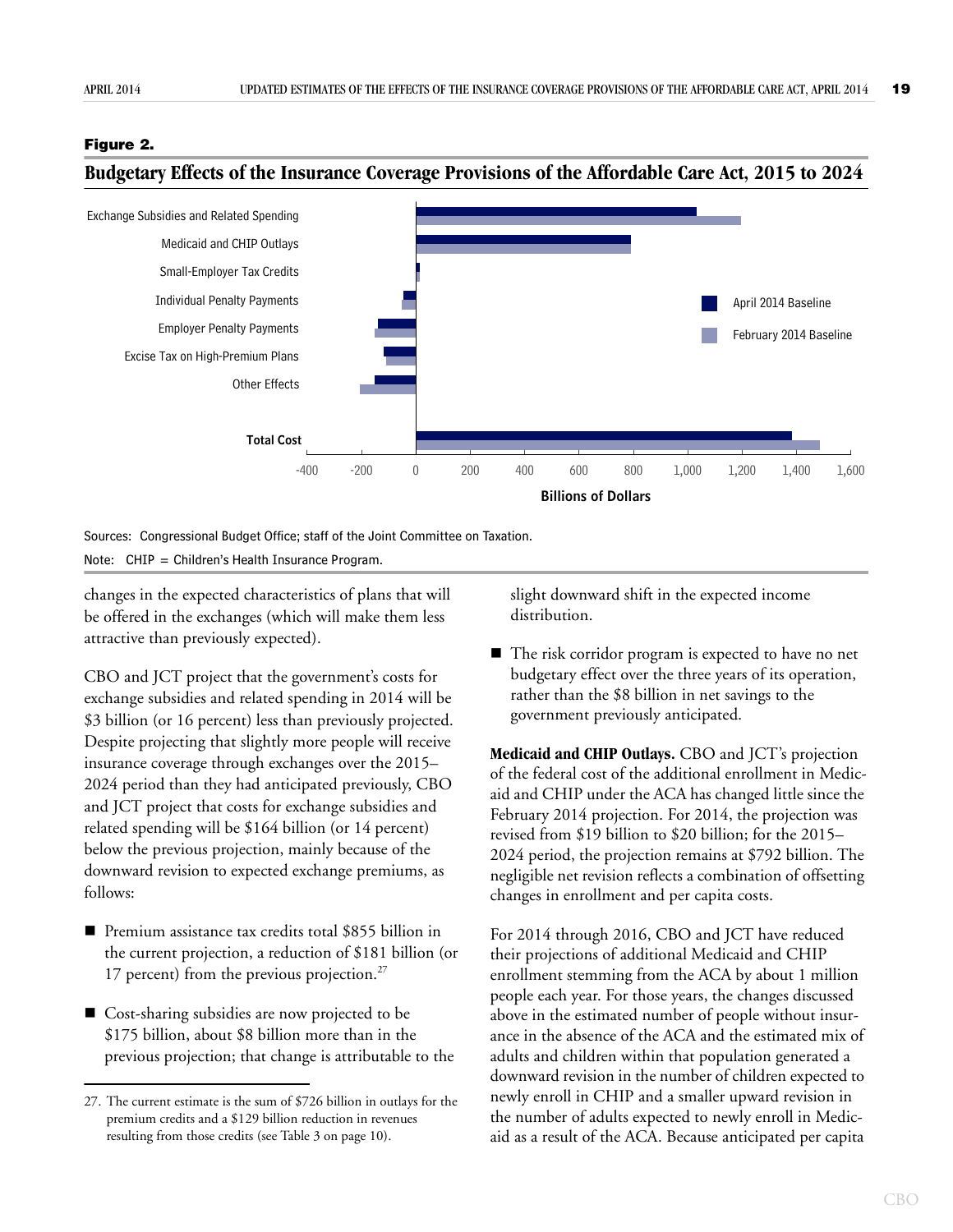**Figure 2.**

**Budgetary Effects of the Insurance Coverage Provisions of the Affordable Care Act, 2015 to 2024**

Sources: Congressional Budget Office; staff of the Joint Committee on Taxation.

Note: CHIP = Children's Health Insurance Program.

changes in the expected characteristics of plans that will be offered in the exchanges (which will make them less attractive than previously expected).

CBO and JCT project that the government's costs for exchange subsidies and related spending in 2014 will be $3 billion (or 16 percent) less than previously projected. Despite projecting that slightly more people will receive insurance coverage through exchanges over the 2015–2024 period than they had anticipated previously, CBO and JCT project that costs for exchange subsidies and related spending will be $164 billion (or 14 percent) below the previous projection, mainly because of the downward revision to expected exchange premiums, as follows:

- Premium assistance tax credits total $855 billion in the current projection, a reduction of $181 billion (or 17 percent) from the previous projection.[27]
- Cost-sharing subsidies are now projected to be $175 billion, about $8 billion more than in the previous projection; that change is attributable to the slight downward shift in the expected income distribution.
- The risk corridor program is expected to have no net budgetary effect over the three years of its operation, rather than the $8 billion in net savings to the government previously anticipated.

**Medicaid and CHIP Outlays.** CBO and JCT's projection of the federal cost of the additional enrollment in Medicaid and CHIP under the ACA has changed little since the February 2014 projection. For 2014, the projection was revised from $19 billion to $20 billion; for the 2015–2024 period, the projection remains at $792 billion. The negligible net revision reflects a combination of offsetting changes in enrollment and per capita costs.

For 2014 through 2016, CBO and JCT have reduced their projections of additional Medicaid and CHIP enrollment stemming from the ACA by about 1 million people each year. For those years, the changes discussed above in the estimated number of people without insurance in the absence of the ACA and the estimated mix of adults and children within that population generated a downward revision in the number of children expected to newly enroll in CHIP and a smaller upward revision in the number of adults expected to newly enroll in Medicaid as a result of the ACA. Because anticipated per capita

27. The current estimate is the sum of $726 billion in outlays for the premium credits and a $129 billion reduction in revenues resulting from those credits (see Table 3 on page 10).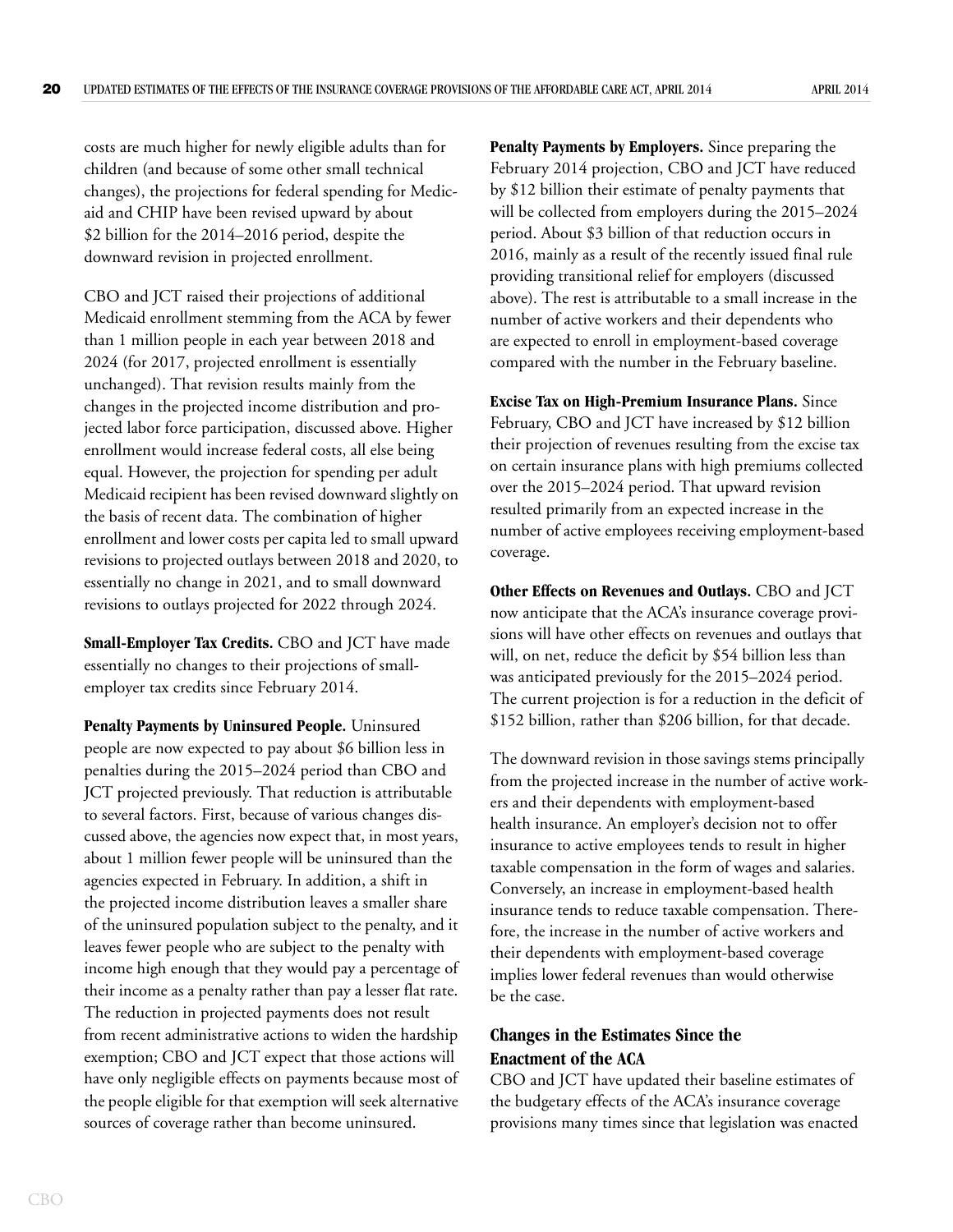costs are much higher for newly eligible adults than for children (and because of some other small technical changes), the projections for federal spending for Medicaid and CHIP have been revised upward by about $2 billion for the 2014–2016 period, despite the downward revision in projected enrollment.

CBO and JCT raised their projections of additional Medicaid enrollment stemming from the ACA by fewer than 1 million people in each year between 2018 and 2024 (for 2017, projected enrollment is essentially unchanged). That revision results mainly from the changes in the projected income distribution and projected labor force participation, discussed above. Higher enrollment would increase federal costs, all else being equal. However, the projection for spending per adult Medicaid recipient has been revised downward slightly on the basis of recent data. The combination of higher enrollment and lower costs per capita led to small upward revisions to projected outlays between 2018 and 2020, to essentially no change in 2021, and to small downward revisions to outlays projected for 2022 through 2024.

**Small-Employer Tax Credits.** CBO and JCT have made essentially no changes to their projections of small-employer tax credits since February 2014.

**Penalty Payments by Uninsured People.** Uninsured people are now expected to pay about $6 billion less in penalties during the 2015–2024 period than CBO and JCT projected previously. That reduction is attributable to several factors. First, because of various changes discussed above, the agencies now expect that, in most years, about 1 million fewer people will be uninsured than the agencies expected in February. In addition, a shift in the projected income distribution leaves a smaller share of the uninsured population subject to the penalty, and it leaves fewer people who are subject to the penalty with income high enough that they would pay a percentage of their income as a penalty rather than pay a lesser flat rate. The reduction in projected payments does not result from recent administrative actions to widen the hardship exemption; CBO and JCT expect that those actions will have only negligible effects on payments because most of the people eligible for that exemption will seek alternative sources of coverage rather than become uninsured.

**Penalty Payments by Employers.** Since preparing the February 2014 projection, CBO and JCT have reduced by $12 billion their estimate of penalty payments that will be collected from employers during the 2015–2024 period. About $3 billion of that reduction occurs in 2016, mainly as a result of the recently issued final rule providing transitional relief for employers (discussed above). The rest is attributable to a small increase in the number of active workers and their dependents who are expected to enroll in employment-based coverage compared with the number in the February baseline.

**Excise Tax on High-Premium Insurance Plans.** Since February, CBO and JCT have increased by $12 billion their projection of revenues resulting from the excise tax on certain insurance plans with high premiums collected over the 2015–2024 period. That upward revision resulted primarily from an expected increase in the number of active employees receiving employment-based coverage.

**Other Effects on Revenues and Outlays.** CBO and JCT now anticipate that the ACA's insurance coverage provisions will have other effects on revenues and outlays that will, on net, reduce the deficit by $54 billion less than was anticipated previously for the 2015–2024 period. The current projection is for a reduction in the deficit of $152 billion, rather than $206 billion, for that decade.

The downward revision in those savings stems principally from the projected increase in the number of active workers and their dependents with employment-based health insurance. An employer's decision not to offer insurance to active employees tends to result in higher taxable compensation in the form of wages and salaries. Conversely, an increase in employment-based health insurance tends to reduce taxable compensation. Therefore, the increase in the number of active workers and their dependents with employment-based coverage implies lower federal revenues than would otherwise be the case.

## Changes in the Estimates Since the Enactment of the ACA

CBO and JCT have updated their baseline estimates of the budgetary effects of the ACA's insurance coverage provisions many times since that legislation was enacted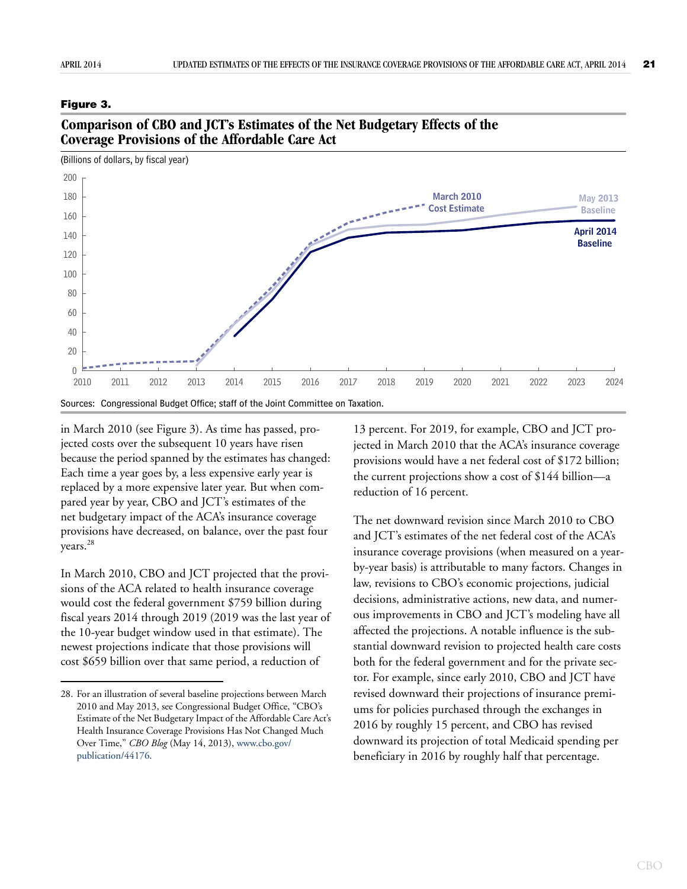**Figure 3.**

## Comparison of CBO and JCT's Estimates of the Net Budgetary Effects of the Coverage Provisions of the Affordable Care Act

(Billions of dollars, by fiscal year)

Sources: Congressional Budget Office; staff of the Joint Committee on Taxation.

in March 2010 (see Figure 3). As time has passed, projected costs over the subsequent 10 years have risen because the period spanned by the estimates has changed: Each time a year goes by, a less expensive early year is replaced by a more expensive later year. But when compared year by year, CBO and JCT's estimates of the net budgetary impact of the ACA's insurance coverage provisions have decreased, on balance, over the past four years.[28]

In March 2010, CBO and JCT projected that the provisions of the ACA related to health insurance coverage would cost the federal government $759 billion during fiscal years 2014 through 2019 (2019 was the last year of the 10-year budget window used in that estimate). The newest projections indicate that those provisions will cost $659 billion over that same period, a reduction of 13 percent. For 2019, for example, CBO and JCT projected in March 2010 that the ACA's insurance coverage provisions would have a net federal cost of $172 billion; the current projections show a cost of $144 billion—a reduction of 16 percent.

The net downward revision since March 2010 to CBO and JCT's estimates of the net federal cost of the ACA's insurance coverage provisions (when measured on a year-by-year basis) is attributable to many factors. Changes in law, revisions to CBO's economic projections, judicial decisions, administrative actions, new data, and numerous improvements in CBO and JCT's modeling have all affected the projections. A notable influence is the substantial downward revision to projected health care costs both for the federal government and for the private sector. For example, since early 2010, CBO and JCT have revised downward their projections of insurance premiums for policies purchased through the exchanges in 2016 by roughly 15 percent, and CBO has revised downward its projection of total Medicaid spending per beneficiary in 2016 by roughly half that percentage.

---

28. For an illustration of several baseline projections between March 2010 and May 2013, see Congressional Budget Office, "CBO's Estimate of the Net Budgetary Impact of the Affordable Care Act's Health Insurance Coverage Provisions Has Not Changed Much Over Time," *CBO Blog* (May 14, 2013), www.cbo.gov/publication/44176.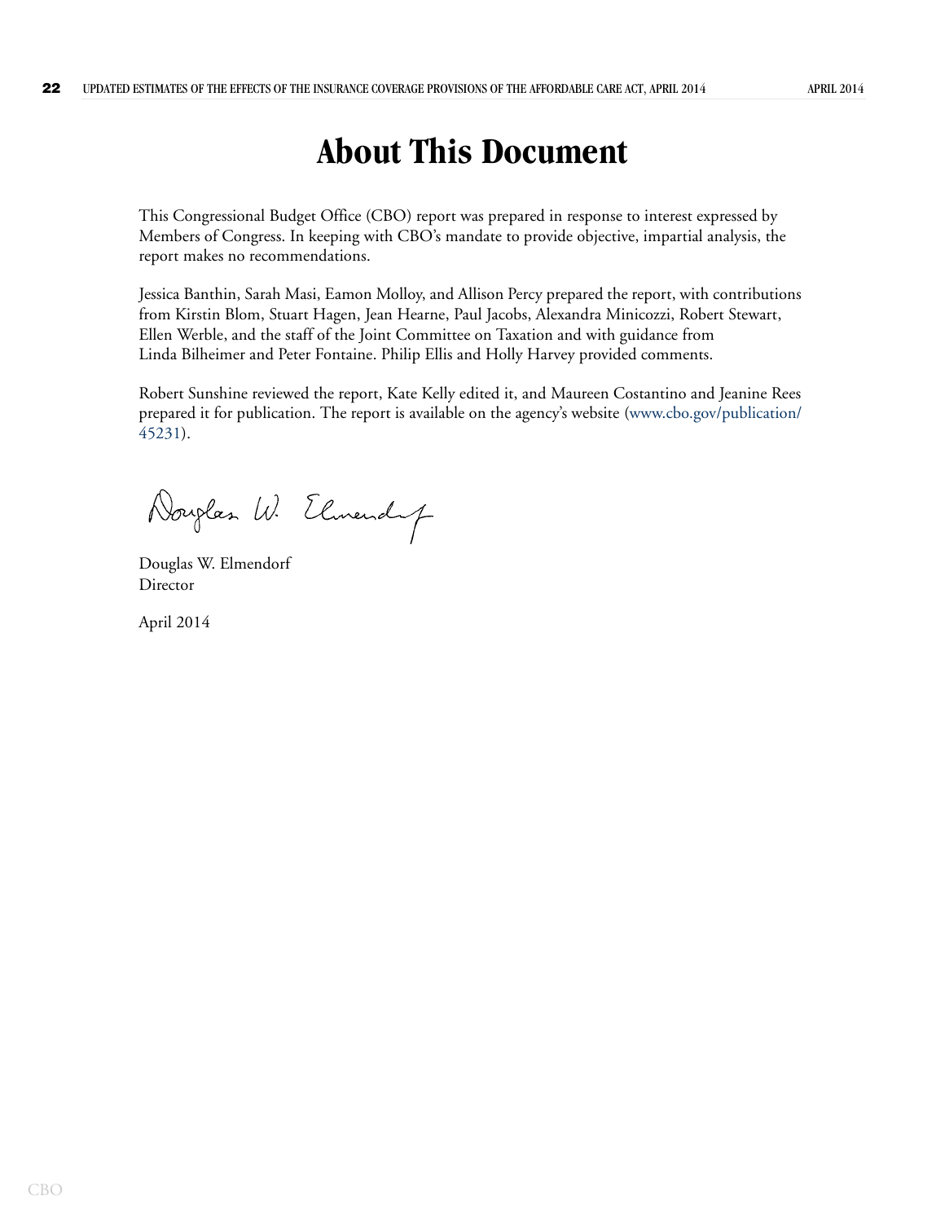# About This Document

This Congressional Budget Office (CBO) report was prepared in response to interest expressed by Members of Congress. In keeping with CBO's mandate to provide objective, impartial analysis, the report makes no recommendations.

Jessica Banthin, Sarah Masi, Eamon Molloy, and Allison Percy prepared the report, with contributions from Kirstin Blom, Stuart Hagen, Jean Hearne, Paul Jacobs, Alexandra Minicozzi, Robert Stewart, Ellen Werble, and the staff of the Joint Committee on Taxation and with guidance from Linda Bilheimer and Peter Fontaine. Philip Ellis and Holly Harvey provided comments.

Robert Sunshine reviewed the report, Kate Kelly edited it, and Maureen Costantino and Jeanine Rees prepared it for publication. The report is available on the agency's website (www.cbo.gov/publication/45231).

Douglas W. Elmendorf
Director

April 2014